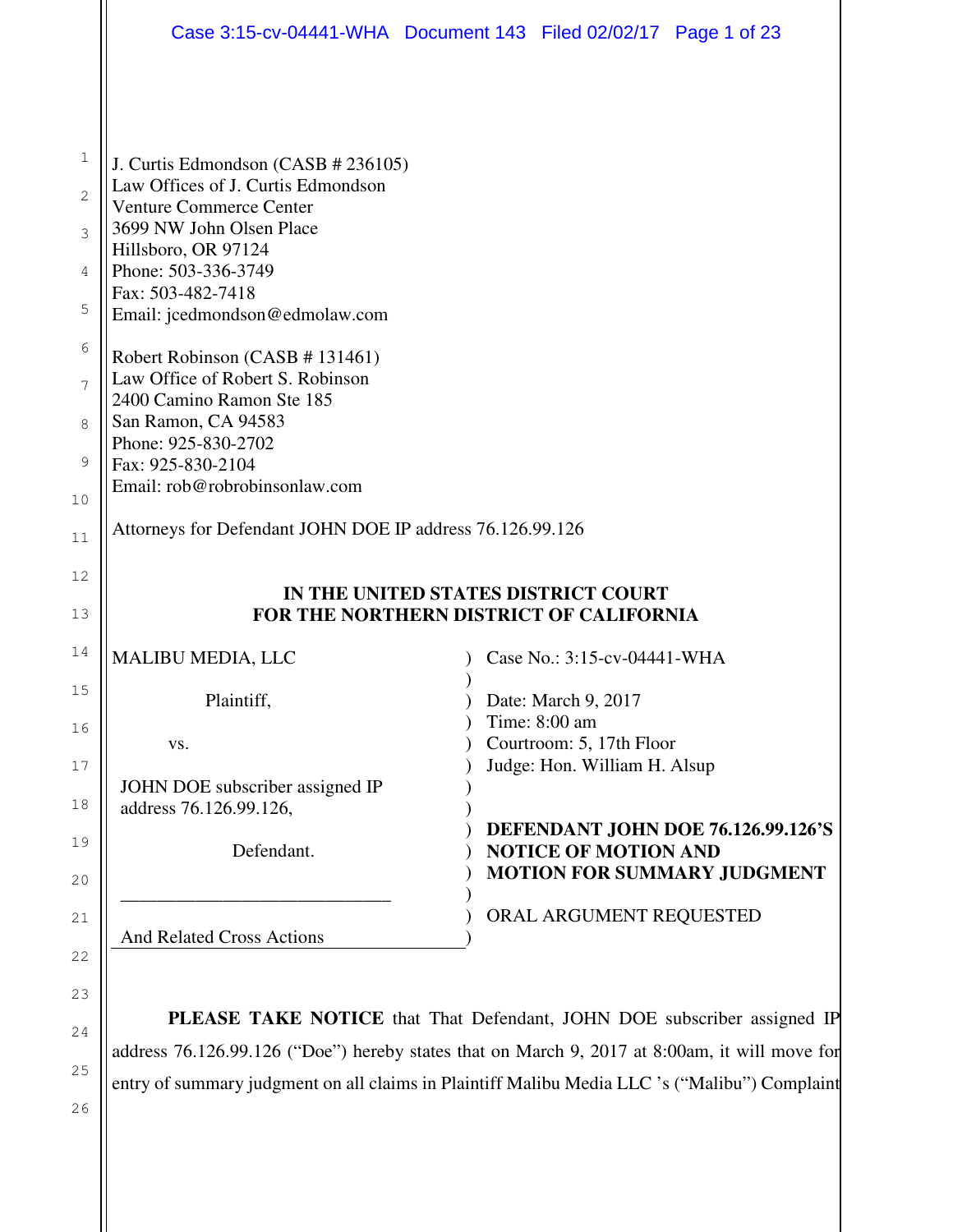J. Curtis Edmondson (CASB # 236105)
Law Offices of J. Curtis Edmondson
Venture Commerce Center
3699 NW John Olsen Place
Hillsboro, OR 97124
Phone: 503-336-3749
Fax: 503-482-7418
Email: jcedmondson@edmolaw.com

Robert Robinson (CASB # 131461)
Law Office of Robert S. Robinson
2400 Camino Ramon Ste 185
San Ramon, CA 94583
Phone: 925-830-2702
Fax: 925-830-2104
Email: rob@robrobinsonlaw.com

Attorneys for Defendant JOHN DOE IP address 76.126.99.126

**IN THE UNITED STATES DISTRICT COURT**
**FOR THE NORTHERN DISTRICT OF CALIFORNIA**

| | |
|---|---|
| MALIBU MEDIA, LLC<br><br>Plaintiff,<br><br>vs.<br><br>JOHN DOE subscriber assigned IP address 76.126.99.126,<br><br>Defendant.<br><br>_____________________________<br><br>And Related Cross Actions | Case No.: 3:15-cv-04441-WHA<br><br>Date: March 9, 2017<br>Time: 8:00 am<br>Courtroom: 5, 17th Floor<br>Judge: Hon. William H. Alsup<br><br>**DEFENDANT JOHN DOE 76.126.99.126'S NOTICE OF MOTION AND MOTION FOR SUMMARY JUDGMENT**<br><br>ORAL ARGUMENT REQUESTED |

**PLEASE TAKE NOTICE** that That Defendant, JOHN DOE subscriber assigned IP address 76.126.99.126 ("Doe") hereby states that on March 9, 2017 at 8:00am, it will move for entry of summary judgment on all claims in Plaintiff Malibu Media LLC 's ("Malibu") Complaint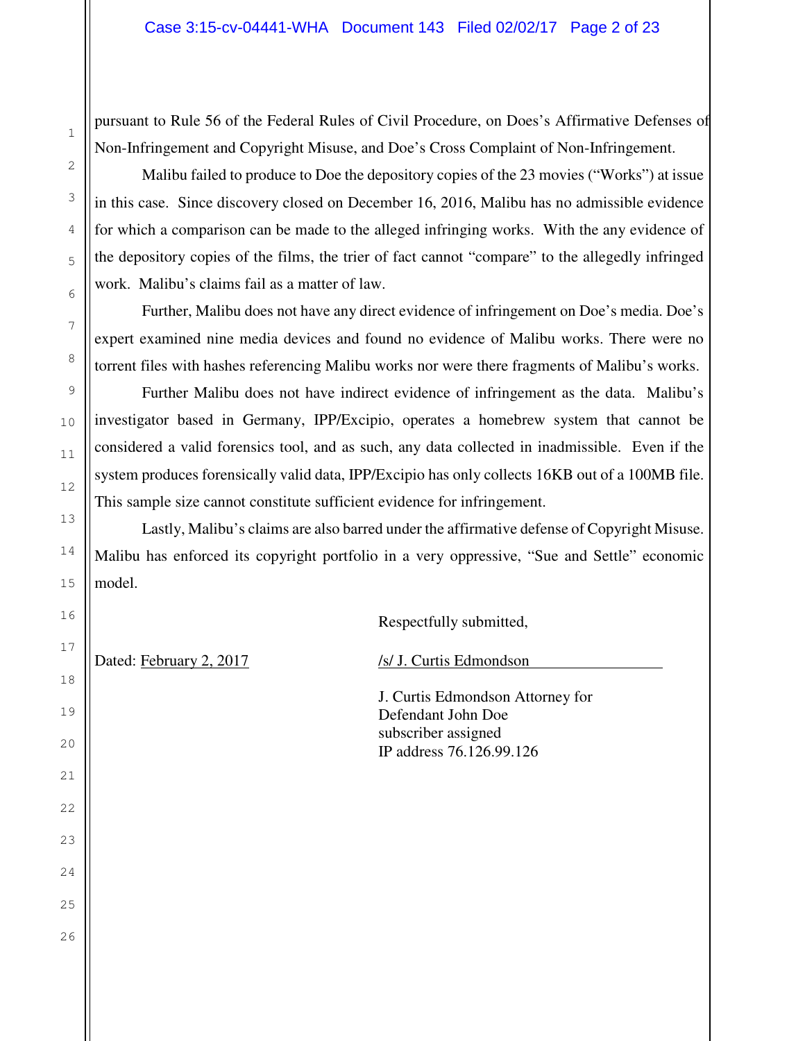pursuant to Rule 56 of the Federal Rules of Civil Procedure, on Does's Affirmative Defenses of Non-Infringement and Copyright Misuse, and Doe's Cross Complaint of Non-Infringement.

Malibu failed to produce to Doe the depository copies of the 23 movies ("Works") at issue in this case. Since discovery closed on December 16, 2016, Malibu has no admissible evidence for which a comparison can be made to the alleged infringing works. With the any evidence of the depository copies of the films, the trier of fact cannot "compare" to the allegedly infringed work. Malibu's claims fail as a matter of law.

Further, Malibu does not have any direct evidence of infringement on Doe's media. Doe's expert examined nine media devices and found no evidence of Malibu works. There were no torrent files with hashes referencing Malibu works nor were there fragments of Malibu's works.

Further Malibu does not have indirect evidence of infringement as the data. Malibu's investigator based in Germany, IPP/Excipio, operates a homebrew system that cannot be considered a valid forensics tool, and as such, any data collected in inadmissible. Even if the system produces forensically valid data, IPP/Excipio has only collects 16KB out of a 100MB file. This sample size cannot constitute sufficient evidence for infringement.

Lastly, Malibu's claims are also barred under the affirmative defense of Copyright Misuse. Malibu has enforced its copyright portfolio in a very oppressive, "Sue and Settle" economic model.

Respectfully submitted,

Dated: February 2, 2017

/s/ J. Curtis Edmondson

J. Curtis Edmondson Attorney for
Defendant John Doe
subscriber assigned
IP address 76.126.99.126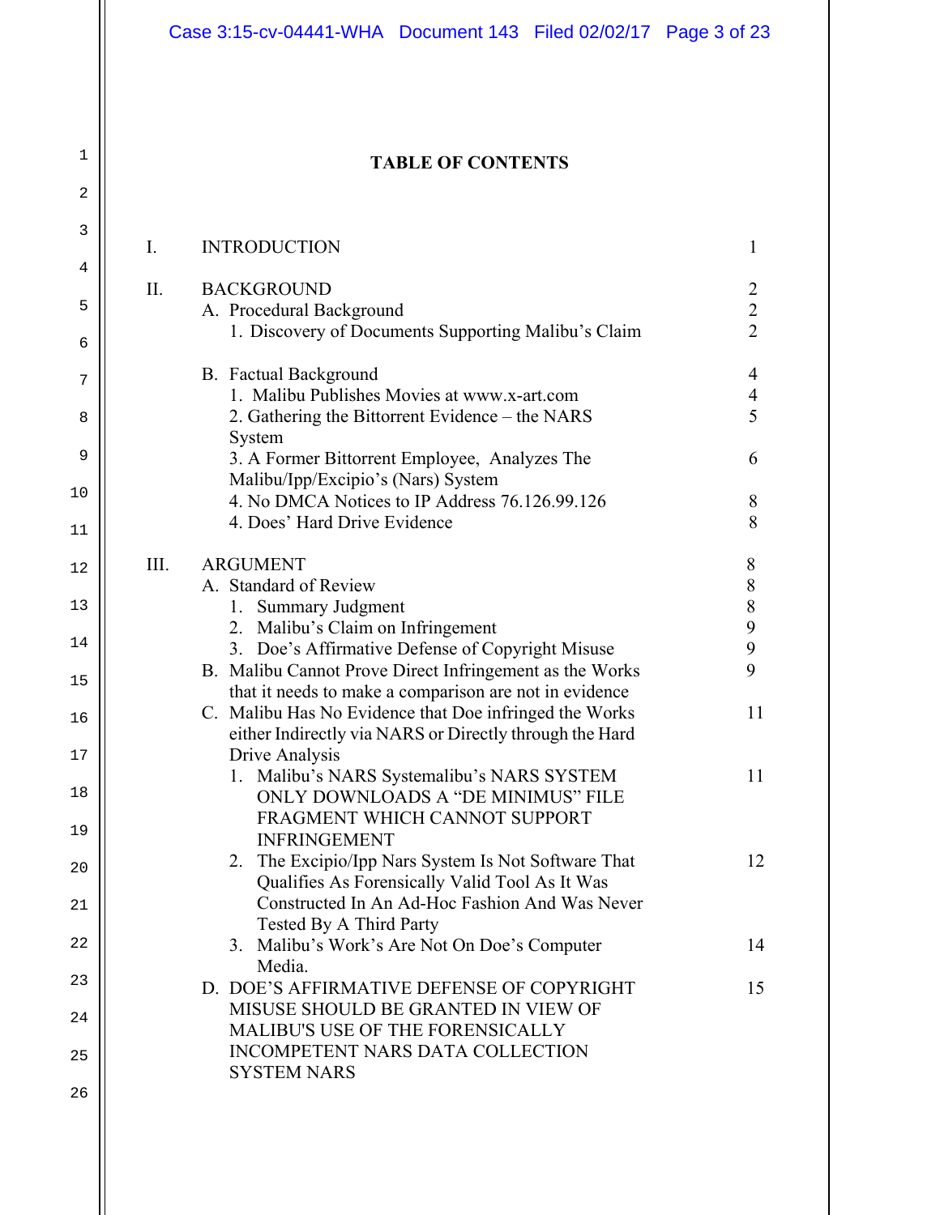# TABLE OF CONTENTS

| | | |
|---|---|---|
| I. | INTRODUCTION | 1 |
| II. | BACKGROUND | 2 |
| | A. Procedural Background | 2 |
| | 1. Discovery of Documents Supporting Malibu's Claim | 2 |
| | B. Factual Background | 4 |
| | 1. Malibu Publishes Movies at www.x-art.com | 4 |
| | 2. Gathering the Bittorrent Evidence – the NARS System | 5 |
| | 3. A Former Bittorrent Employee, Analyzes The Malibu/Ipp/Excipio's (Nars) System | 6 |
| | 4. No DMCA Notices to IP Address 76.126.99.126 | 8 |
| | 4. Does' Hard Drive Evidence | 8 |
| III. | ARGUMENT | 8 |
| | A. Standard of Review | 8 |
| | 1. Summary Judgment | 8 |
| | 2. Malibu's Claim on Infringement | 9 |
| | 3. Doe's Affirmative Defense of Copyright Misuse | 9 |
| | B. Malibu Cannot Prove Direct Infringement as the Works that it needs to make a comparison are not in evidence | 9 |
| | C. Malibu Has No Evidence that Doe infringed the Works either Indirectly via NARS or Directly through the Hard Drive Analysis | 11 |
| | 1. Malibu's NARS Systemalibu's NARS SYSTEM ONLY DOWNLOADS A "DE MINIMUS" FILE FRAGMENT WHICH CANNOT SUPPORT INFRINGEMENT | 11 |
| | 2. The Excipio/Ipp Nars System Is Not Software That Qualifies As Forensically Valid Tool As It Was Constructed In An Ad-Hoc Fashion And Was Never Tested By A Third Party | 12 |
| | 3. Malibu's Work's Are Not On Doe's Computer Media. | 14 |
| | D. DOE'S AFFIRMATIVE DEFENSE OF COPYRIGHT MISUSE SHOULD BE GRANTED IN VIEW OF MALIBU'S USE OF THE FORENSICALLY INCOMPETENT NARS DATA COLLECTION SYSTEM NARS | 15 |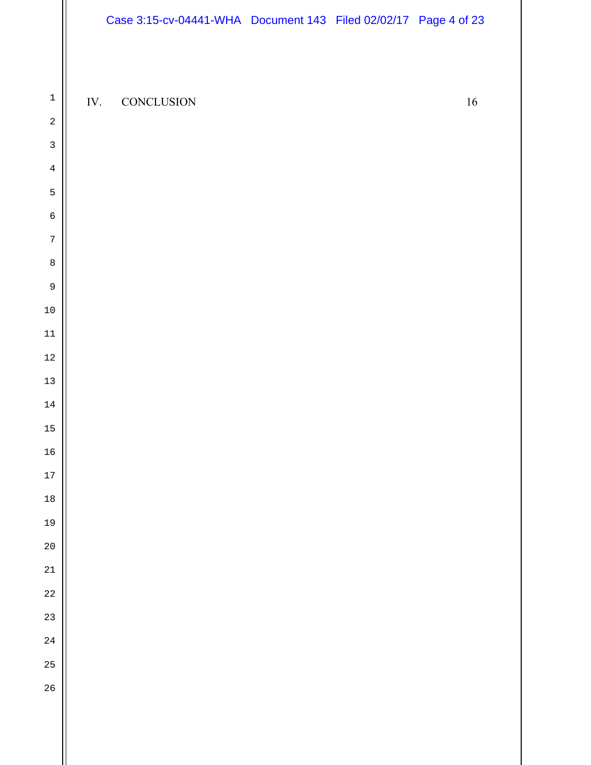IV. CONCLUSION 16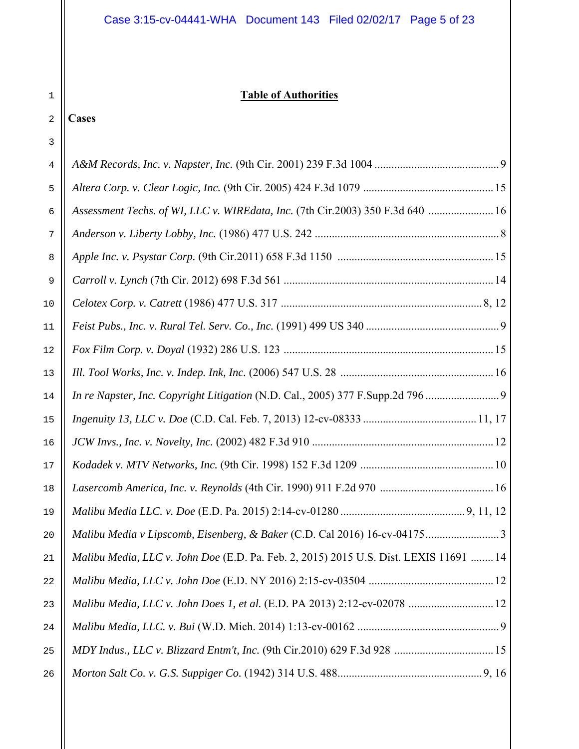## Table of Authorities

**Cases**

*A&M Records, Inc. v. Napster, Inc.* (9th Cir. 2001) 239 F.3d 1004 ........................................... 9

*Altera Corp. v. Clear Logic, Inc.* (9th Cir. 2005) 424 F.3d 1079 ............................................. 15

*Assessment Techs. of WI, LLC v. WIREdata, Inc.* (7th Cir.2003) 350 F.3d 640 ...................... 16

*Anderson v. Liberty Lobby, Inc.* (1986) 477 U.S. 242 ................................................................ 8

*Apple Inc. v. Psystar Corp.* (9th Cir.2011) 658 F.3d 1150 ...................................................... 15

*Carroll v. Lynch* (7th Cir. 2012) 698 F.3d 561 .......................................................................... 14

*Celotex Corp. v. Catrett* (1986) 477 U.S. 317 ...................................................................... 8, 12

*Feist Pubs., Inc. v. Rural Tel. Serv. Co., Inc.* (1991) 499 US 340 .............................................. 9

*Fox Film Corp. v. Doyal* (1932) 286 U.S. 123 ......................................................................... 15

*Ill. Tool Works, Inc. v. Indep. Ink, Inc.* (2006) 547 U.S. 28 ..................................................... 16

*In re Napster, Inc. Copyright Litigation* (N.D. Cal., 2005) 377 F.Supp.2d 796 .......................... 9

*Ingenuity 13, LLC v. Doe* (C.D. Cal. Feb. 7, 2013) 12-cv-08333 ....................................... 11, 17

*JCW Invs., Inc. v. Novelty, Inc.* (2002) 482 F.3d 910 ............................................................... 12

*Kodadek v. MTV Networks, Inc.* (9th Cir. 1998) 152 F.3d 1209 .............................................. 10

*Lasercomb America, Inc. v. Reynolds* (4th Cir. 1990) 911 F.2d 970 ....................................... 16

*Malibu Media LLC. v. Doe* (E.D. Pa. 2015) 2:14-cv-01280 ........................................... 9, 11, 12

*Malibu Media v Lipscomb, Eisenberg, & Baker* (C.D. Cal 2016) 16-cv-04175.......................... 3

*Malibu Media, LLC v. John Doe* (E.D. Pa. Feb. 2, 2015) 2015 U.S. Dist. LEXIS 11691 ........ 14

*Malibu Media, LLC v. John Doe* (E.D. NY 2016) 2:15-cv-03504 ........................................... 12

*Malibu Media, LLC v. John Does 1, et al.* (E.D. PA 2013) 2:12-cv-02078 .............................. 12

*Malibu Media, LLC. v. Bui* (W.D. Mich. 2014) 1:13-cv-00162 .................................................. 9

*MDY Indus., LLC v. Blizzard Entm't, Inc.* (9th Cir.2010) 629 F.3d 928 .................................. 15

*Morton Salt Co. v. G.S. Suppiger Co.* (1942) 314 U.S. 488.................................................. 9, 16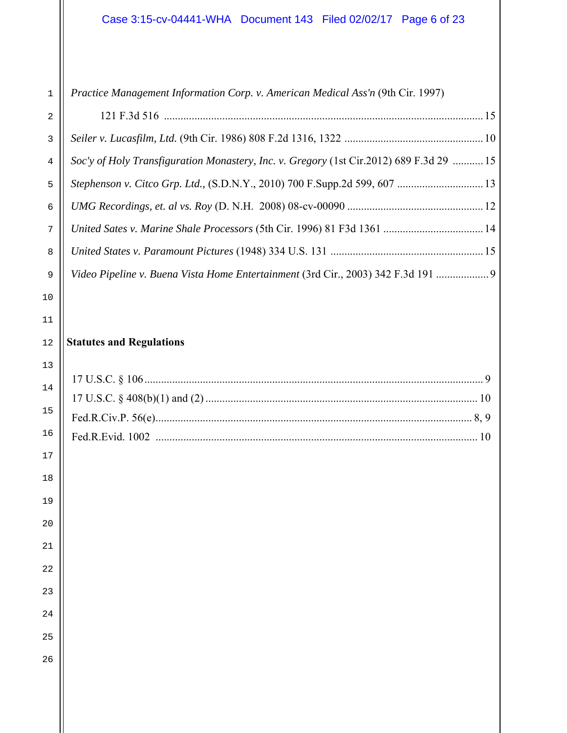*Practice Management Information Corp. v. American Medical Ass'n* (9th Cir. 1997) 121 F.3d 516 .................................................................................................................. 15

*Seiler v. Lucasfilm, Ltd.* (9th Cir. 1986) 808 F.2d 1316, 1322 .................................................. 10

*Soc'y of Holy Transfiguration Monastery, Inc. v. Gregory* (1st Cir.2012) 689 F.3d 29 ........... 15

*Stephenson v. Citco Grp. Ltd.,* (S.D.N.Y., 2010) 700 F.Supp.2d 599, 607 ............................... 13

*UMG Recordings, et. al vs. Roy* (D. N.H. 2008) 08-cv-00090 ................................................. 12

*United Sates v. Marine Shale Processors* (5th Cir. 1996) 81 F3d 1361 .................................... 14

*United States v. Paramount Pictures* (1948) 334 U.S. 131 ...................................................... 15

*Video Pipeline v. Buena Vista Home Entertainment* (3rd Cir., 2003) 342 F.3d 191 ................... 9

**Statutes and Regulations**

17 U.S.C. § 106 ......................................................................................................................... 9

17 U.S.C. § 408(b)(1) and (2) .................................................................................................. 10

Fed.R.Civ.P. 56(e)................................................................................................................. 8, 9

Fed.R.Evid. 1002 .................................................................................................................... 10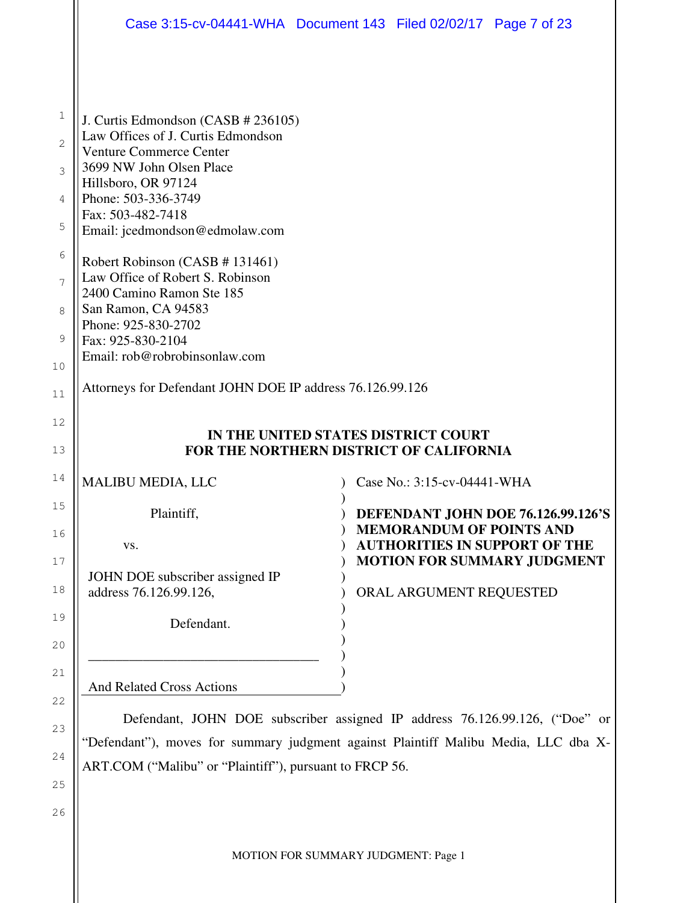J. Curtis Edmondson (CASB # 236105)
Law Offices of J. Curtis Edmondson
Venture Commerce Center
3699 NW John Olsen Place
Hillsboro, OR 97124
Phone: 503-336-3749
Fax: 503-482-7418
Email: jcedmondson@edmolaw.com

Robert Robinson (CASB # 131461)
Law Office of Robert S. Robinson
2400 Camino Ramon Ste 185
San Ramon, CA 94583
Phone: 925-830-2702
Fax: 925-830-2104
Email: rob@robrobinsonlaw.com

Attorneys for Defendant JOHN DOE IP address 76.126.99.126

**IN THE UNITED STATES DISTRICT COURT**
**FOR THE NORTHERN DISTRICT OF CALIFORNIA**

| | |
|---|---|
| MALIBU MEDIA, LLC<br><br>Plaintiff,<br><br>vs.<br><br>JOHN DOE subscriber assigned IP address 76.126.99.126,<br><br>Defendant.<br><br>And Related Cross Actions | Case No.: 3:15-cv-04441-WHA<br><br>**DEFENDANT JOHN DOE 76.126.99.126'S MEMORANDUM OF POINTS AND AUTHORITIES IN SUPPORT OF THE MOTION FOR SUMMARY JUDGMENT**<br><br>ORAL ARGUMENT REQUESTED |

Defendant, JOHN DOE subscriber assigned IP address 76.126.99.126, ("Doe" or "Defendant"), moves for summary judgment against Plaintiff Malibu Media, LLC dba X-ART.COM ("Malibu" or "Plaintiff"), pursuant to FRCP 56.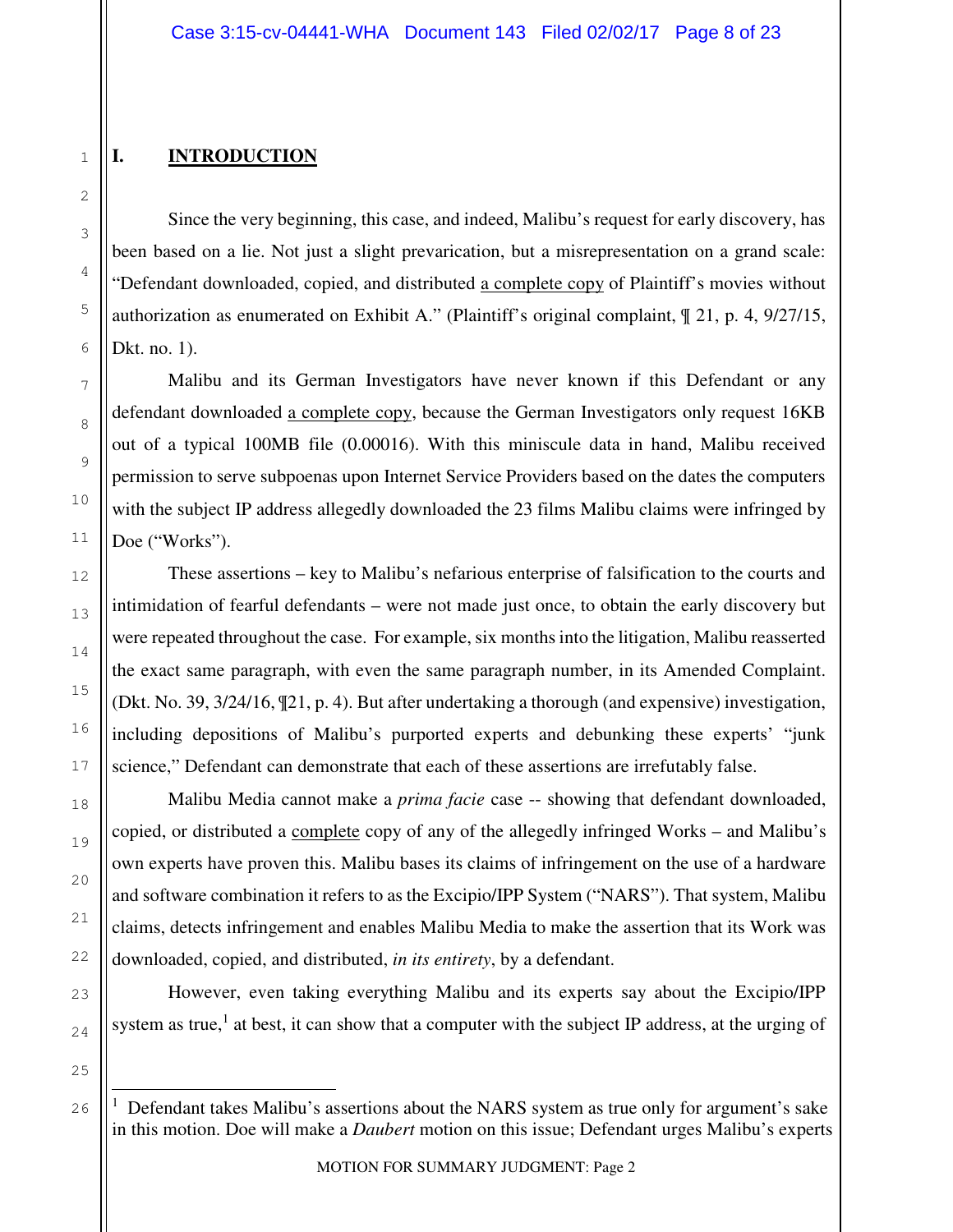# I. INTRODUCTION

Since the very beginning, this case, and indeed, Malibu's request for early discovery, has been based on a lie. Not just a slight prevarication, but a misrepresentation on a grand scale: "Defendant downloaded, copied, and distributed a complete copy of Plaintiff's movies without authorization as enumerated on Exhibit A." (Plaintiff's original complaint, ¶ 21, p. 4, 9/27/15, Dkt. no. 1).

Malibu and its German Investigators have never known if this Defendant or any defendant downloaded a complete copy, because the German Investigators only request 16KB out of a typical 100MB file (0.00016). With this miniscule data in hand, Malibu received permission to serve subpoenas upon Internet Service Providers based on the dates the computers with the subject IP address allegedly downloaded the 23 films Malibu claims were infringed by Doe ("Works").

These assertions – key to Malibu's nefarious enterprise of falsification to the courts and intimidation of fearful defendants – were not made just once, to obtain the early discovery but were repeated throughout the case. For example, six months into the litigation, Malibu reasserted the exact same paragraph, with even the same paragraph number, in its Amended Complaint. (Dkt. No. 39, 3/24/16, ¶21, p. 4). But after undertaking a thorough (and expensive) investigation, including depositions of Malibu's purported experts and debunking these experts' "junk science," Defendant can demonstrate that each of these assertions are irrefutably false.

Malibu Media cannot make a *prima facie* case -- showing that defendant downloaded, copied, or distributed a complete copy of any of the allegedly infringed Works – and Malibu's own experts have proven this. Malibu bases its claims of infringement on the use of a hardware and software combination it refers to as the Excipio/IPP System ("NARS"). That system, Malibu claims, detects infringement and enables Malibu Media to make the assertion that its Work was downloaded, copied, and distributed, *in its entirety*, by a defendant.

However, even taking everything Malibu and its experts say about the Excipio/IPP system as true,[1] at best, it can show that a computer with the subject IP address, at the urging of

[1] Defendant takes Malibu's assertions about the NARS system as true only for argument's sake in this motion. Doe will make a *Daubert* motion on this issue; Defendant urges Malibu's experts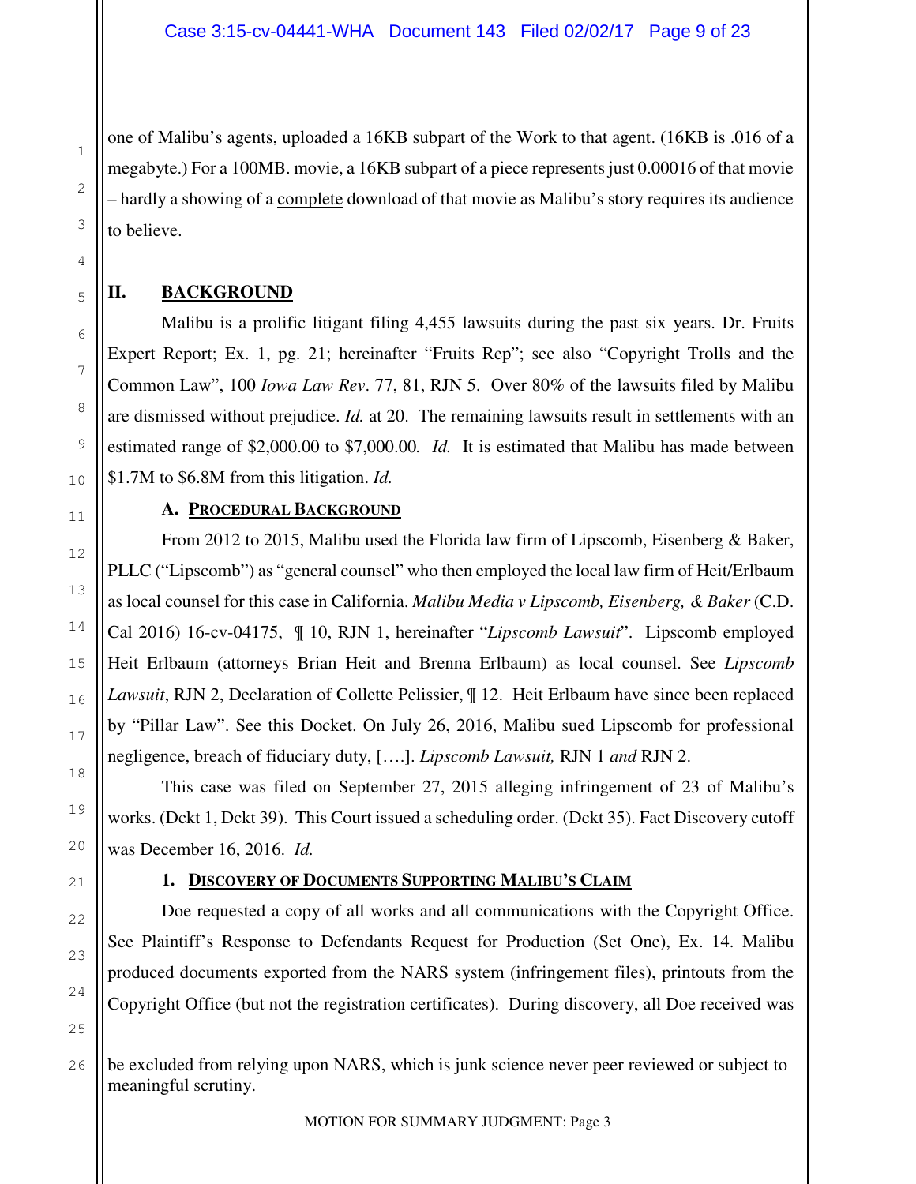one of Malibu's agents, uploaded a 16KB subpart of the Work to that agent. (16KB is .016 of a megabyte.) For a 100MB. movie, a 16KB subpart of a piece represents just 0.00016 of that movie – hardly a showing of a complete download of that movie as Malibu's story requires its audience to believe.

## II. BACKGROUND

Malibu is a prolific litigant filing 4,455 lawsuits during the past six years. Dr. Fruits Expert Report; Ex. 1, pg. 21; hereinafter "Fruits Rep"; see also "Copyright Trolls and the Common Law", 100 *Iowa Law Rev*. 77, 81, RJN 5. Over 80% of the lawsuits filed by Malibu are dismissed without prejudice. *Id.* at 20. The remaining lawsuits result in settlements with an estimated range of $2,000.00 to $7,000.00*. Id.* It is estimated that Malibu has made between $1.7M to $6.8M from this litigation. *Id.*

### A. PROCEDURAL BACKGROUND

From 2012 to 2015, Malibu used the Florida law firm of Lipscomb, Eisenberg & Baker, PLLC ("Lipscomb") as "general counsel" who then employed the local law firm of Heit/Erlbaum as local counsel for this case in California. *Malibu Media v Lipscomb, Eisenberg, & Baker* (C.D. Cal 2016) 16-cv-04175, ¶ 10, RJN 1, hereinafter "*Lipscomb Lawsuit*". Lipscomb employed Heit Erlbaum (attorneys Brian Heit and Brenna Erlbaum) as local counsel. See *Lipscomb Lawsuit*, RJN 2, Declaration of Collette Pelissier, ¶ 12. Heit Erlbaum have since been replaced by "Pillar Law". See this Docket. On July 26, 2016, Malibu sued Lipscomb for professional negligence, breach of fiduciary duty, [….]. *Lipscomb Lawsuit,* RJN 1 *and* RJN 2.

This case was filed on September 27, 2015 alleging infringement of 23 of Malibu's works. (Dckt 1, Dckt 39). This Court issued a scheduling order. (Dckt 35). Fact Discovery cutoff was December 16, 2016. *Id.*

#### 1. DISCOVERY OF DOCUMENTS SUPPORTING MALIBU'S CLAIM

Doe requested a copy of all works and all communications with the Copyright Office. See Plaintiff's Response to Defendants Request for Production (Set One), Ex. 14. Malibu produced documents exported from the NARS system (infringement files), printouts from the Copyright Office (but not the registration certificates). During discovery, all Doe received was

---

be excluded from relying upon NARS, which is junk science never peer reviewed or subject to meaningful scrutiny.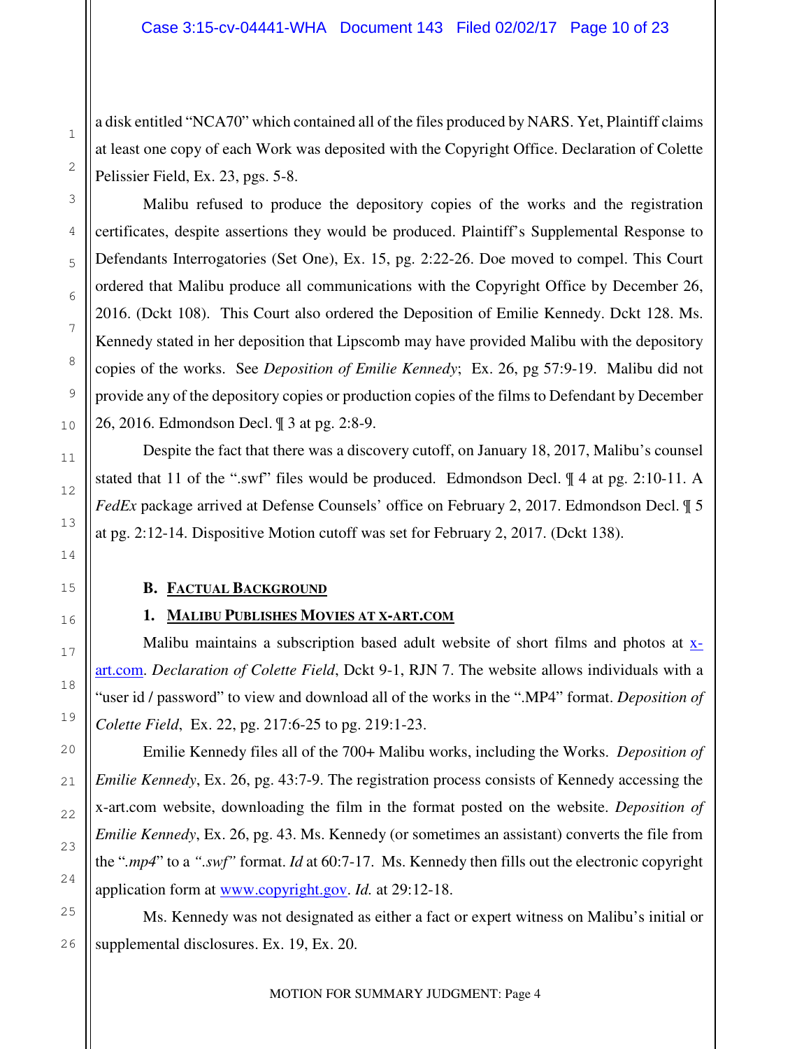a disk entitled "NCA70" which contained all of the files produced by NARS. Yet, Plaintiff claims at least one copy of each Work was deposited with the Copyright Office. Declaration of Colette Pelissier Field, Ex. 23, pgs. 5-8.

Malibu refused to produce the depository copies of the works and the registration certificates, despite assertions they would be produced. Plaintiff's Supplemental Response to Defendants Interrogatories (Set One), Ex. 15, pg. 2:22-26. Doe moved to compel. This Court ordered that Malibu produce all communications with the Copyright Office by December 26, 2016. (Dckt 108). This Court also ordered the Deposition of Emilie Kennedy. Dckt 128. Ms. Kennedy stated in her deposition that Lipscomb may have provided Malibu with the depository copies of the works. See *Deposition of Emilie Kennedy*; Ex. 26, pg 57:9-19. Malibu did not provide any of the depository copies or production copies of the films to Defendant by December 26, 2016. Edmondson Decl. ¶ 3 at pg. 2:8-9.

Despite the fact that there was a discovery cutoff, on January 18, 2017, Malibu's counsel stated that 11 of the ".swf" files would be produced. Edmondson Decl. ¶ 4 at pg. 2:10-11. A *FedEx* package arrived at Defense Counsels' office on February 2, 2017. Edmondson Decl. ¶ 5 at pg. 2:12-14. Dispositive Motion cutoff was set for February 2, 2017. (Dckt 138).

### B. Factual Background

#### 1. Malibu Publishes Movies at x-art.com

Malibu maintains a subscription based adult website of short films and photos at x-art.com. *Declaration of Colette Field*, Dckt 9-1, RJN 7. The website allows individuals with a "user id / password" to view and download all of the works in the ".MP4" format. *Deposition of Colette Field*, Ex. 22, pg. 217:6-25 to pg. 219:1-23.

Emilie Kennedy files all of the 700+ Malibu works, including the Works. *Deposition of Emilie Kennedy*, Ex. 26, pg. 43:7-9. The registration process consists of Kennedy accessing the x-art.com website, downloading the film in the format posted on the website. *Deposition of Emilie Kennedy*, Ex. 26, pg. 43. Ms. Kennedy (or sometimes an assistant) converts the file from the "*.mp4*" to a *".swf"* format. *Id* at 60:7-17. Ms. Kennedy then fills out the electronic copyright application form at www.copyright.gov. *Id.* at 29:12-18.

Ms. Kennedy was not designated as either a fact or expert witness on Malibu's initial or supplemental disclosures. Ex. 19, Ex. 20.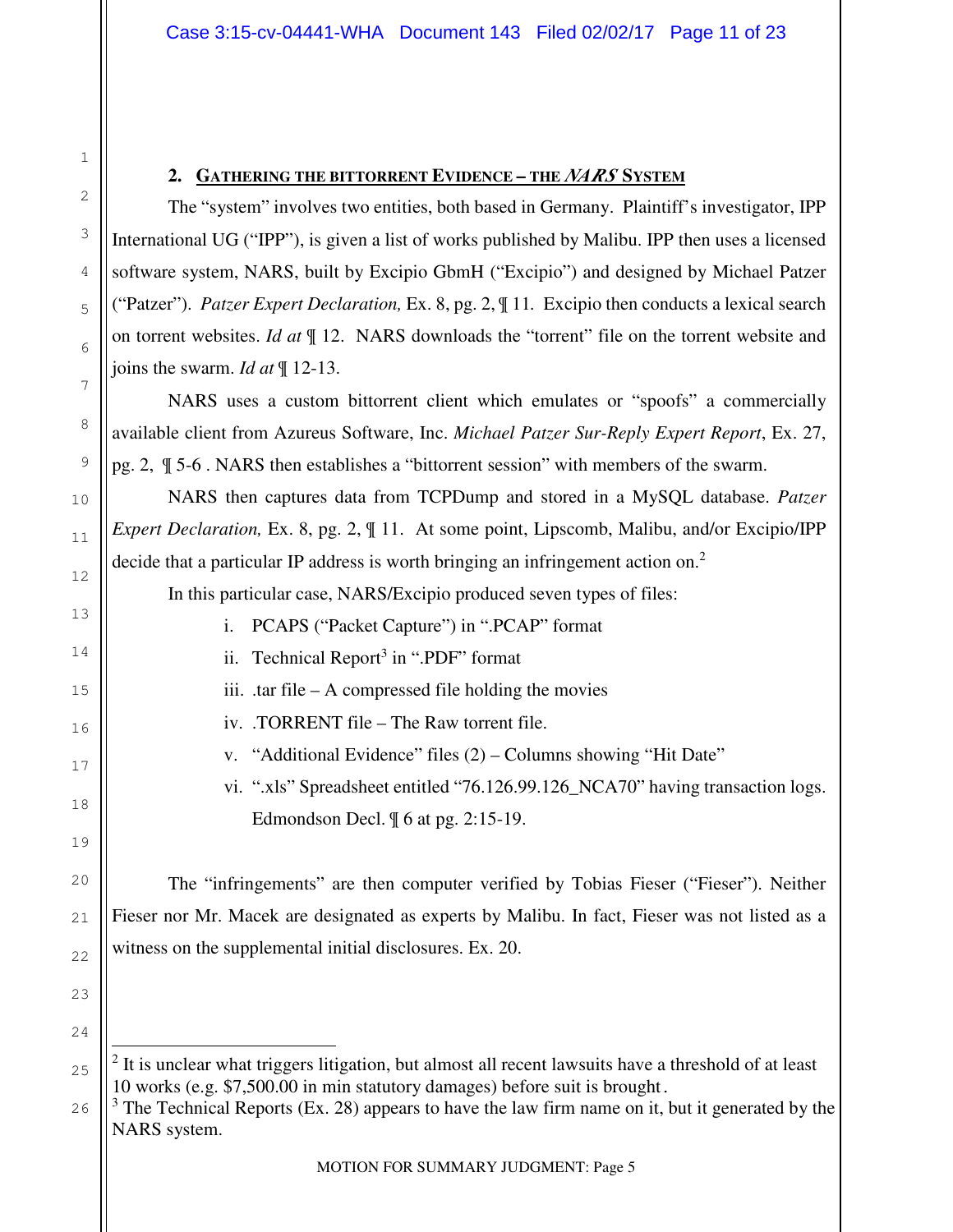## 2. Gathering the BitTorrent Evidence – the *NARS* System

The "system" involves two entities, both based in Germany. Plaintiff's investigator, IPP International UG ("IPP"), is given a list of works published by Malibu. IPP then uses a licensed software system, NARS, built by Excipio GbmH ("Excipio") and designed by Michael Patzer ("Patzer"). *Patzer Expert Declaration,* Ex. 8, pg. 2, ¶ 11. Excipio then conducts a lexical search on torrent websites. *Id at* ¶ 12. NARS downloads the "torrent" file on the torrent website and joins the swarm. *Id at* ¶ 12-13.

NARS uses a custom bittorrent client which emulates or "spoofs" a commercially available client from Azureus Software, Inc. *Michael Patzer Sur-Reply Expert Report*, Ex. 27, pg. 2, ¶ 5-6 . NARS then establishes a "bittorrent session" with members of the swarm.

NARS then captures data from TCPDump and stored in a MySQL database. *Patzer Expert Declaration,* Ex. 8, pg. 2, ¶ 11. At some point, Lipscomb, Malibu, and/or Excipio/IPP decide that a particular IP address is worth bringing an infringement action on.[2]

In this particular case, NARS/Excipio produced seven types of files:

i. PCAPS ("Packet Capture") in ".PCAP" format
ii. Technical Report[3] in ".PDF" format
iii. .tar file – A compressed file holding the movies
iv. .TORRENT file – The Raw torrent file.
v. "Additional Evidence" files (2) – Columns showing "Hit Date"
vi. ".xls" Spreadsheet entitled "76.126.99.126_NCA70" having transaction logs. Edmondson Decl. ¶ 6 at pg. 2:15-19.

The "infringements" are then computer verified by Tobias Fieser ("Fieser"). Neither Fieser nor Mr. Macek are designated as experts by Malibu. In fact, Fieser was not listed as a witness on the supplemental initial disclosures. Ex. 20.

---

[2] It is unclear what triggers litigation, but almost all recent lawsuits have a threshold of at least 10 works (e.g. $7,500.00 in min statutory damages) before suit is brought.

[3] The Technical Reports (Ex. 28) appears to have the law firm name on it, but it generated by the NARS system.

MOTION FOR SUMMARY JUDGMENT: Page 5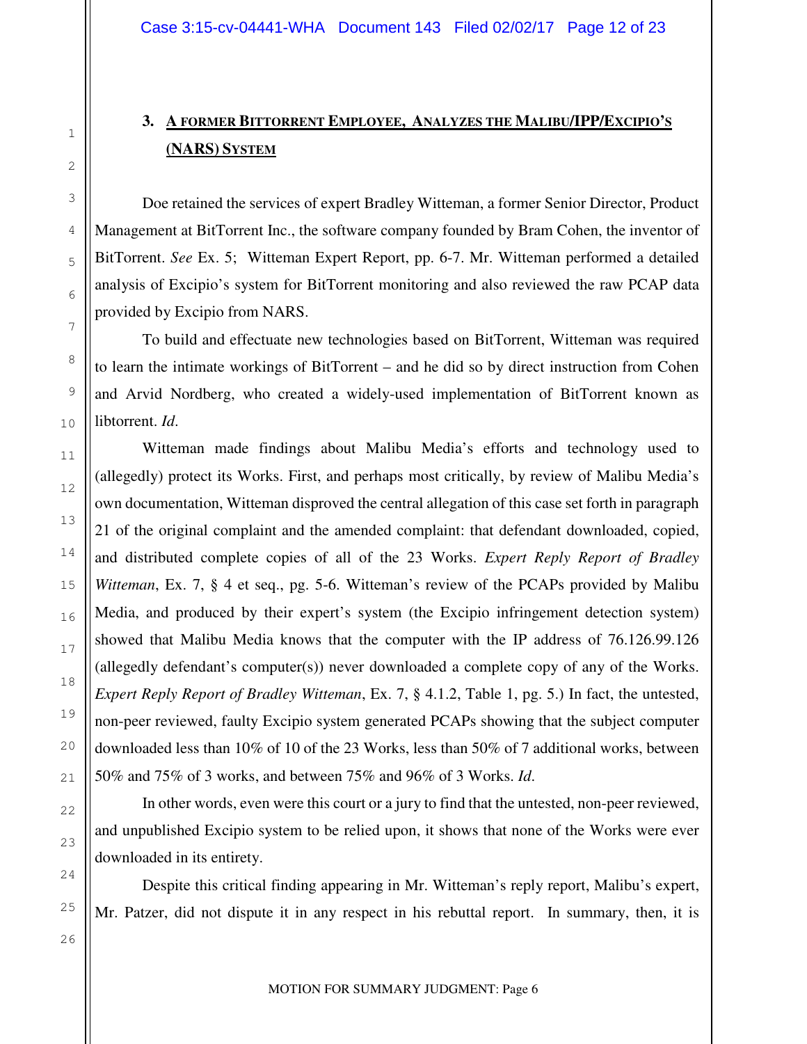### 3. A FORMER BITTORRENT EMPLOYEE, ANALYZES THE MALIBU/IPP/EXCIPIO'S (NARS) SYSTEM

Doe retained the services of expert Bradley Witteman, a former Senior Director, Product Management at BitTorrent Inc., the software company founded by Bram Cohen, the inventor of BitTorrent. *See* Ex. 5; Witteman Expert Report, pp. 6-7. Mr. Witteman performed a detailed analysis of Excipio's system for BitTorrent monitoring and also reviewed the raw PCAP data provided by Excipio from NARS.

To build and effectuate new technologies based on BitTorrent, Witteman was required to learn the intimate workings of BitTorrent – and he did so by direct instruction from Cohen and Arvid Nordberg, who created a widely-used implementation of BitTorrent known as libtorrent. *Id.*

Witteman made findings about Malibu Media's efforts and technology used to (allegedly) protect its Works. First, and perhaps most critically, by review of Malibu Media's own documentation, Witteman disproved the central allegation of this case set forth in paragraph 21 of the original complaint and the amended complaint: that defendant downloaded, copied, and distributed complete copies of all of the 23 Works. *Expert Reply Report of Bradley Witteman*, Ex. 7, § 4 et seq., pg. 5-6. Witteman's review of the PCAPs provided by Malibu Media, and produced by their expert's system (the Excipio infringement detection system) showed that Malibu Media knows that the computer with the IP address of 76.126.99.126 (allegedly defendant's computer(s)) never downloaded a complete copy of any of the Works. *Expert Reply Report of Bradley Witteman*, Ex. 7, § 4.1.2, Table 1, pg. 5.) In fact, the untested, non-peer reviewed, faulty Excipio system generated PCAPs showing that the subject computer downloaded less than 10% of 10 of the 23 Works, less than 50% of 7 additional works, between 50% and 75% of 3 works, and between 75% and 96% of 3 Works. *Id.*

In other words, even were this court or a jury to find that the untested, non-peer reviewed, and unpublished Excipio system to be relied upon, it shows that none of the Works were ever downloaded in its entirety.

Despite this critical finding appearing in Mr. Witteman's reply report, Malibu's expert, Mr. Patzer, did not dispute it in any respect in his rebuttal report. In summary, then, it is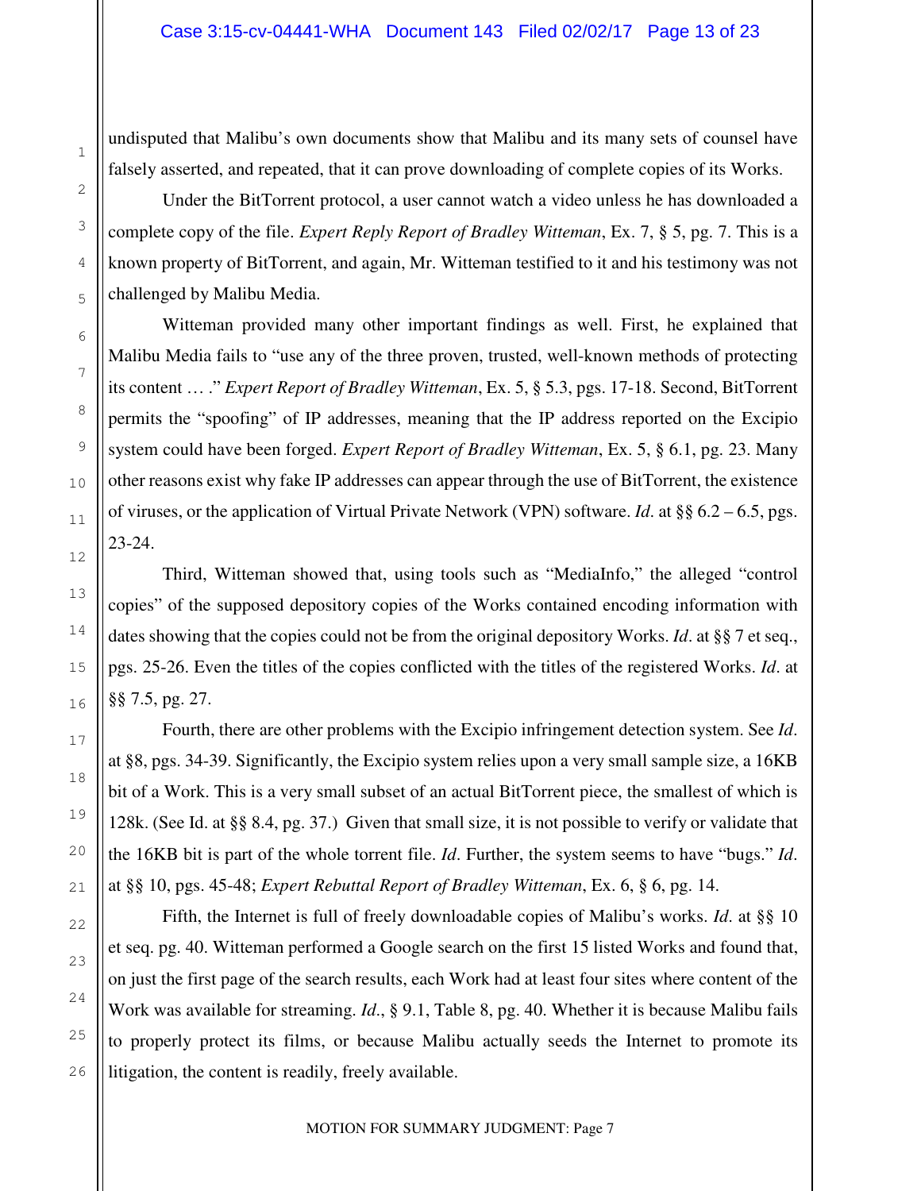undisputed that Malibu's own documents show that Malibu and its many sets of counsel have falsely asserted, and repeated, that it can prove downloading of complete copies of its Works.

Under the BitTorrent protocol, a user cannot watch a video unless he has downloaded a complete copy of the file. *Expert Reply Report of Bradley Witteman*, Ex. 7, § 5, pg. 7. This is a known property of BitTorrent, and again, Mr. Witteman testified to it and his testimony was not challenged by Malibu Media.

Witteman provided many other important findings as well. First, he explained that Malibu Media fails to "use any of the three proven, trusted, well-known methods of protecting its content … ." *Expert Report of Bradley Witteman*, Ex. 5, § 5.3, pgs. 17-18. Second, BitTorrent permits the "spoofing" of IP addresses, meaning that the IP address reported on the Excipio system could have been forged. *Expert Report of Bradley Witteman*, Ex. 5, § 6.1, pg. 23. Many other reasons exist why fake IP addresses can appear through the use of BitTorrent, the existence of viruses, or the application of Virtual Private Network (VPN) software. *Id*. at §§ 6.2 – 6.5, pgs. 23-24.

Third, Witteman showed that, using tools such as "MediaInfo," the alleged "control copies" of the supposed depository copies of the Works contained encoding information with dates showing that the copies could not be from the original depository Works. *Id*. at §§ 7 et seq., pgs. 25-26. Even the titles of the copies conflicted with the titles of the registered Works. *Id*. at §§ 7.5, pg. 27.

Fourth, there are other problems with the Excipio infringement detection system. See *Id*. at §8, pgs. 34-39. Significantly, the Excipio system relies upon a very small sample size, a 16KB bit of a Work. This is a very small subset of an actual BitTorrent piece, the smallest of which is 128k. (See Id. at §§ 8.4, pg. 37.) Given that small size, it is not possible to verify or validate that the 16KB bit is part of the whole torrent file. *Id*. Further, the system seems to have "bugs." *Id*. at §§ 10, pgs. 45-48; *Expert Rebuttal Report of Bradley Witteman*, Ex. 6, § 6, pg. 14.

Fifth, the Internet is full of freely downloadable copies of Malibu's works. *Id*. at §§ 10 et seq. pg. 40. Witteman performed a Google search on the first 15 listed Works and found that, on just the first page of the search results, each Work had at least four sites where content of the Work was available for streaming. *Id*., § 9.1, Table 8, pg. 40. Whether it is because Malibu fails to properly protect its films, or because Malibu actually seeds the Internet to promote its litigation, the content is readily, freely available.

MOTION FOR SUMMARY JUDGMENT: Page 7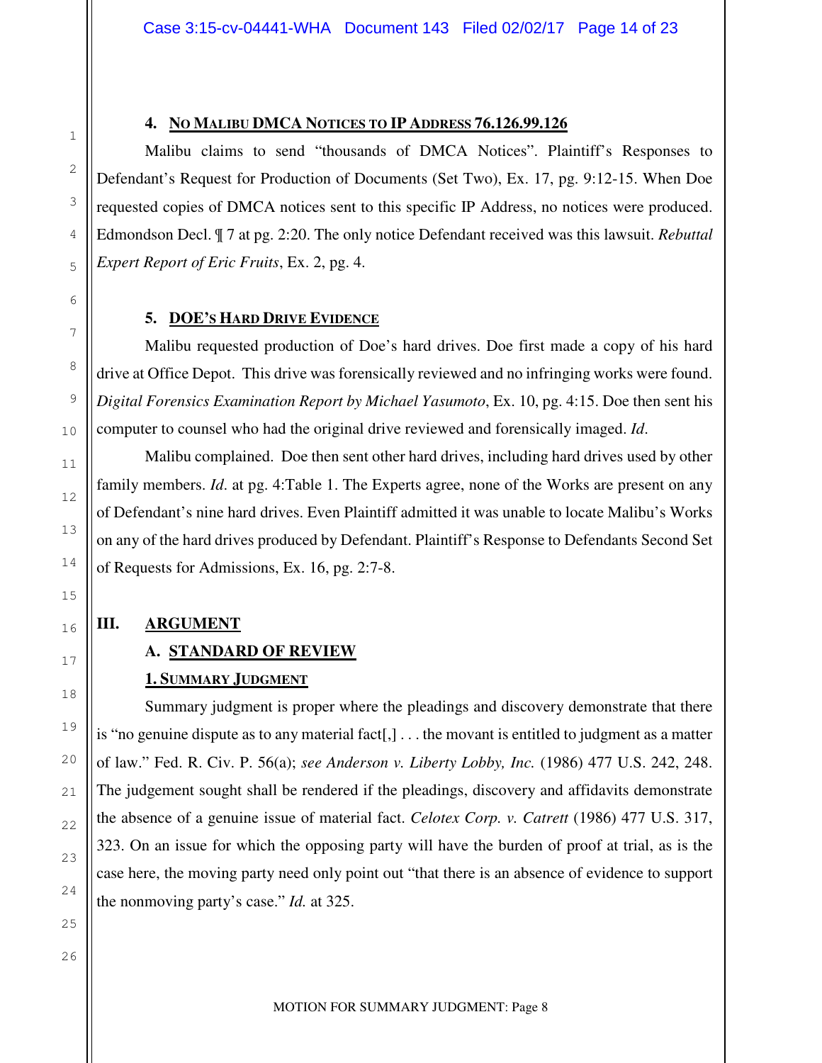#### 4. <u>NO MALIBU DMCA NOTICES TO IP ADDRESS 76.126.99.126</u>

Malibu claims to send "thousands of DMCA Notices". Plaintiff's Responses to Defendant's Request for Production of Documents (Set Two), Ex. 17, pg. 9:12-15. When Doe requested copies of DMCA notices sent to this specific IP Address, no notices were produced. Edmondson Decl. ¶ 7 at pg. 2:20. The only notice Defendant received was this lawsuit. *Rebuttal Expert Report of Eric Fruits*, Ex. 2, pg. 4.

#### 5. <u>DOE'S HARD DRIVE EVIDENCE</u>

Malibu requested production of Doe's hard drives. Doe first made a copy of his hard drive at Office Depot. This drive was forensically reviewed and no infringing works were found. *Digital Forensics Examination Report by Michael Yasumoto*, Ex. 10, pg. 4:15. Doe then sent his computer to counsel who had the original drive reviewed and forensically imaged. *Id*.

Malibu complained. Doe then sent other hard drives, including hard drives used by other family members. *Id*. at pg. 4:Table 1. The Experts agree, none of the Works are present on any of Defendant's nine hard drives. Even Plaintiff admitted it was unable to locate Malibu's Works on any of the hard drives produced by Defendant. Plaintiff's Response to Defendants Second Set of Requests for Admissions, Ex. 16, pg. 2:7-8.

## III. <u>ARGUMENT</u>

### A. <u>STANDARD OF REVIEW</u>

#### <u>1. SUMMARY JUDGMENT</u>

Summary judgment is proper where the pleadings and discovery demonstrate that there is "no genuine dispute as to any material fact[,] . . . the movant is entitled to judgment as a matter of law." Fed. R. Civ. P. 56(a); *see Anderson v. Liberty Lobby, Inc.* (1986) 477 U.S. 242, 248. The judgement sought shall be rendered if the pleadings, discovery and affidavits demonstrate the absence of a genuine issue of material fact. *Celotex Corp. v. Catrett* (1986) 477 U.S. 317, 323. On an issue for which the opposing party will have the burden of proof at trial, as is the case here, the moving party need only point out "that there is an absence of evidence to support the nonmoving party's case." *Id.* at 325.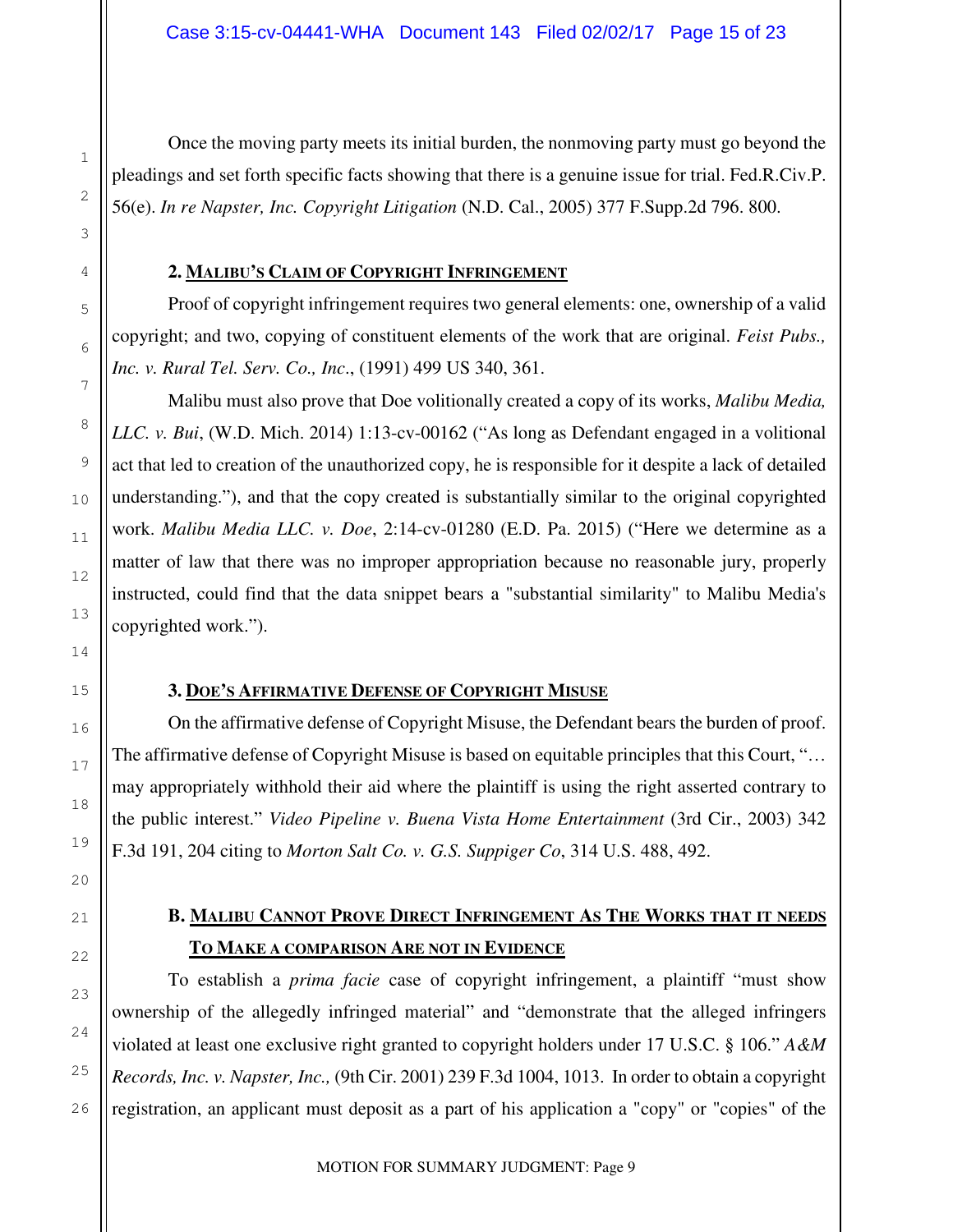Once the moving party meets its initial burden, the nonmoving party must go beyond the pleadings and set forth specific facts showing that there is a genuine issue for trial. Fed.R.Civ.P. 56(e). *In re Napster, Inc. Copyright Litigation* (N.D. Cal., 2005) 377 F.Supp.2d 796. 800.

#### 2. MALIBU'S CLAIM OF COPYRIGHT INFRINGEMENT

Proof of copyright infringement requires two general elements: one, ownership of a valid copyright; and two, copying of constituent elements of the work that are original. *Feist Pubs., Inc. v. Rural Tel. Serv. Co., Inc*., (1991) 499 US 340, 361.

Malibu must also prove that Doe volitionally created a copy of its works, *Malibu Media, LLC. v. Bui*, (W.D. Mich. 2014) 1:13-cv-00162 ("As long as Defendant engaged in a volitional act that led to creation of the unauthorized copy, he is responsible for it despite a lack of detailed understanding."), and that the copy created is substantially similar to the original copyrighted work. *Malibu Media LLC. v. Doe*, 2:14-cv-01280 (E.D. Pa. 2015) ("Here we determine as a matter of law that there was no improper appropriation because no reasonable jury, properly instructed, could find that the data snippet bears a "substantial similarity" to Malibu Media's copyrighted work.").

#### 3. DOE'S AFFIRMATIVE DEFENSE OF COPYRIGHT MISUSE

On the affirmative defense of Copyright Misuse, the Defendant bears the burden of proof. The affirmative defense of Copyright Misuse is based on equitable principles that this Court, "… may appropriately withhold their aid where the plaintiff is using the right asserted contrary to the public interest." *Video Pipeline v. Buena Vista Home Entertainment* (3rd Cir., 2003) 342 F.3d 191, 204 citing to *Morton Salt Co. v. G.S. Suppiger Co*, 314 U.S. 488, 492.

### B. MALIBU CANNOT PROVE DIRECT INFRINGEMENT AS THE WORKS THAT IT NEEDS TO MAKE A COMPARISON ARE NOT IN EVIDENCE

To establish a *prima facie* case of copyright infringement, a plaintiff "must show ownership of the allegedly infringed material" and "demonstrate that the alleged infringers violated at least one exclusive right granted to copyright holders under 17 U.S.C. § 106." *A&M Records, Inc. v. Napster, Inc.,* (9th Cir. 2001) 239 F.3d 1004, 1013. In order to obtain a copyright registration, an applicant must deposit as a part of his application a "copy" or "copies" of the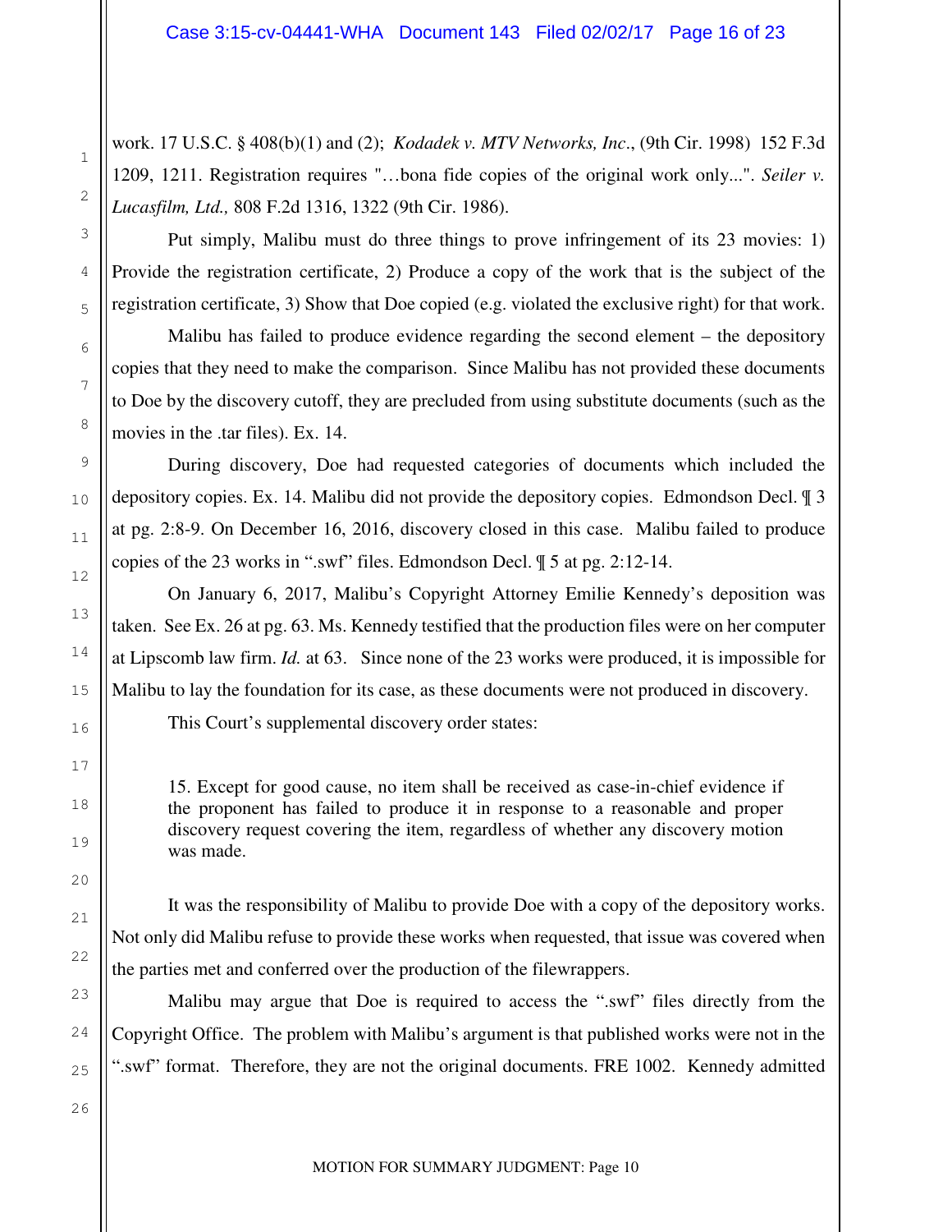work. 17 U.S.C. § 408(b)(1) and (2); *Kodadek v. MTV Networks, Inc*., (9th Cir. 1998) 152 F.3d 1209, 1211. Registration requires "…bona fide copies of the original work only...". *Seiler v. Lucasfilm, Ltd.,* 808 F.2d 1316, 1322 (9th Cir. 1986).

Put simply, Malibu must do three things to prove infringement of its 23 movies: 1) Provide the registration certificate, 2) Produce a copy of the work that is the subject of the registration certificate, 3) Show that Doe copied (e.g. violated the exclusive right) for that work.

Malibu has failed to produce evidence regarding the second element – the depository copies that they need to make the comparison. Since Malibu has not provided these documents to Doe by the discovery cutoff, they are precluded from using substitute documents (such as the movies in the .tar files). Ex. 14.

During discovery, Doe had requested categories of documents which included the depository copies. Ex. 14. Malibu did not provide the depository copies. Edmondson Decl. ¶ 3 at pg. 2:8-9. On December 16, 2016, discovery closed in this case. Malibu failed to produce copies of the 23 works in ".swf" files. Edmondson Decl. ¶ 5 at pg. 2:12-14.

On January 6, 2017, Malibu's Copyright Attorney Emilie Kennedy's deposition was taken. See Ex. 26 at pg. 63. Ms. Kennedy testified that the production files were on her computer at Lipscomb law firm. *Id.* at 63. Since none of the 23 works were produced, it is impossible for Malibu to lay the foundation for its case, as these documents were not produced in discovery.

This Court's supplemental discovery order states:

> 15. Except for good cause, no item shall be received as case-in-chief evidence if the proponent has failed to produce it in response to a reasonable and proper discovery request covering the item, regardless of whether any discovery motion was made.

It was the responsibility of Malibu to provide Doe with a copy of the depository works. Not only did Malibu refuse to provide these works when requested, that issue was covered when the parties met and conferred over the production of the filewrappers.

Malibu may argue that Doe is required to access the ".swf" files directly from the Copyright Office. The problem with Malibu's argument is that published works were not in the ".swf" format. Therefore, they are not the original documents. FRE 1002. Kennedy admitted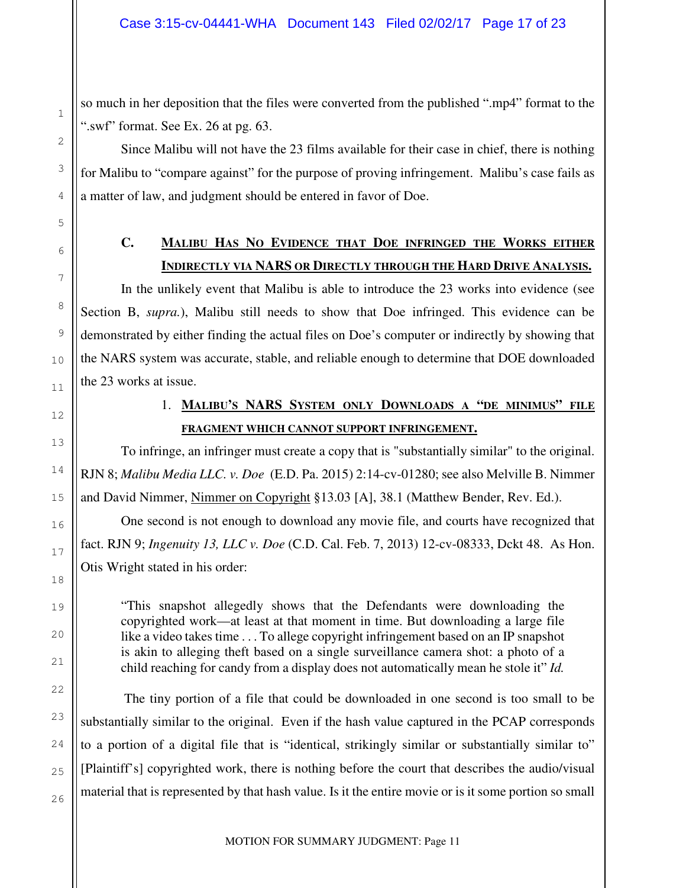so much in her deposition that the files were converted from the published ".mp4" format to the ".swf" format. See Ex. 26 at pg. 63.

Since Malibu will not have the 23 films available for their case in chief, there is nothing for Malibu to "compare against" for the purpose of proving infringement. Malibu's case fails as a matter of law, and judgment should be entered in favor of Doe.

### C. MALIBU HAS NO EVIDENCE THAT DOE INFRINGED THE WORKS EITHER INDIRECTLY VIA NARS OR DIRECTLY THROUGH THE HARD DRIVE ANALYSIS.

In the unlikely event that Malibu is able to introduce the 23 works into evidence (see Section B, *supra.*), Malibu still needs to show that Doe infringed. This evidence can be demonstrated by either finding the actual files on Doe's computer or indirectly by showing that the NARS system was accurate, stable, and reliable enough to determine that DOE downloaded the 23 works at issue.

#### 1. MALIBU'S NARS SYSTEM ONLY DOWNLOADS A "DE MINIMUS" FILE FRAGMENT WHICH CANNOT SUPPORT INFRINGEMENT.

To infringe, an infringer must create a copy that is "substantially similar" to the original. RJN 8; *Malibu Media LLC. v. Doe* (E.D. Pa. 2015) 2:14-cv-01280; see also Melville B. Nimmer and David Nimmer, Nimmer on Copyright §13.03 [A], 38.1 (Matthew Bender, Rev. Ed.).

One second is not enough to download any movie file, and courts have recognized that fact. RJN 9; *Ingenuity 13, LLC v. Doe* (C.D. Cal. Feb. 7, 2013) 12-cv-08333, Dckt 48. As Hon. Otis Wright stated in his order:

> "This snapshot allegedly shows that the Defendants were downloading the copyrighted work—at least at that moment in time. But downloading a large file like a video takes time . . . To allege copyright infringement based on an IP snapshot is akin to alleging theft based on a single surveillance camera shot: a photo of a child reaching for candy from a display does not automatically mean he stole it" *Id.*

The tiny portion of a file that could be downloaded in one second is too small to be substantially similar to the original. Even if the hash value captured in the PCAP corresponds to a portion of a digital file that is "identical, strikingly similar or substantially similar to" [Plaintiff's] copyrighted work, there is nothing before the court that describes the audio/visual material that is represented by that hash value. Is it the entire movie or is it some portion so small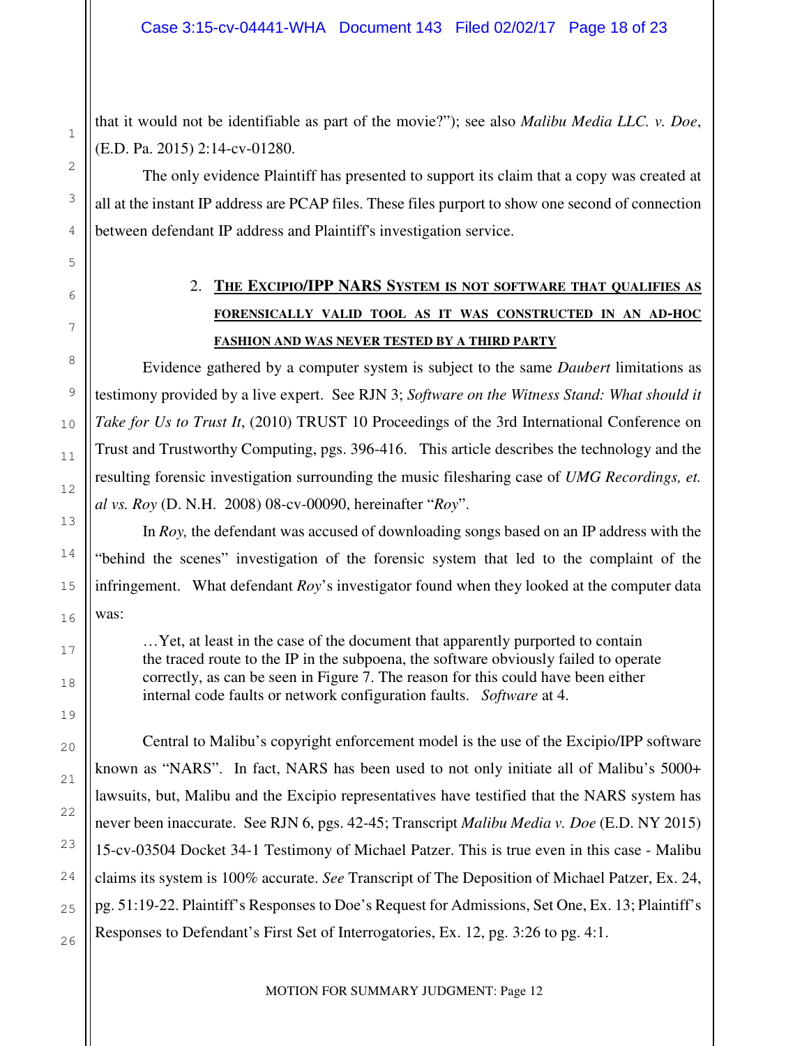that it would not be identifiable as part of the movie?"); see also *Malibu Media LLC. v. Doe*, (E.D. Pa. 2015) 2:14-cv-01280.

The only evidence Plaintiff has presented to support its claim that a copy was created at all at the instant IP address are PCAP files. These files purport to show one second of connection between defendant IP address and Plaintiff's investigation service.

### 2. THE EXCIPIO/IPP NARS SYSTEM IS NOT SOFTWARE THAT QUALIFIES AS FORENSICALLY VALID TOOL AS IT WAS CONSTRUCTED IN AN AD-HOC FASHION AND WAS NEVER TESTED BY A THIRD PARTY

Evidence gathered by a computer system is subject to the same *Daubert* limitations as testimony provided by a live expert. See RJN 3; *Software on the Witness Stand: What should it Take for Us to Trust It*, (2010) TRUST 10 Proceedings of the 3rd International Conference on Trust and Trustworthy Computing, pgs. 396-416. This article describes the technology and the resulting forensic investigation surrounding the music filesharing case of *UMG Recordings, et. al vs. Roy* (D. N.H. 2008) 08-cv-00090, hereinafter "*Roy*".

In *Roy,* the defendant was accused of downloading songs based on an IP address with the "behind the scenes" investigation of the forensic system that led to the complaint of the infringement. What defendant *Roy*'s investigator found when they looked at the computer data was:

> …Yet, at least in the case of the document that apparently purported to contain the traced route to the IP in the subpoena, the software obviously failed to operate correctly, as can be seen in Figure 7. The reason for this could have been either internal code faults or network configuration faults. *Software* at 4.

Central to Malibu's copyright enforcement model is the use of the Excipio/IPP software known as "NARS". In fact, NARS has been used to not only initiate all of Malibu's 5000+ lawsuits, but, Malibu and the Excipio representatives have testified that the NARS system has never been inaccurate. See RJN 6, pgs. 42-45; Transcript *Malibu Media v. Doe* (E.D. NY 2015) 15-cv-03504 Docket 34-1 Testimony of Michael Patzer. This is true even in this case - Malibu claims its system is 100% accurate. *See* Transcript of The Deposition of Michael Patzer, Ex. 24, pg. 51:19-22. Plaintiff's Responses to Doe's Request for Admissions, Set One, Ex. 13; Plaintiff's Responses to Defendant's First Set of Interrogatories, Ex. 12, pg. 3:26 to pg. 4:1.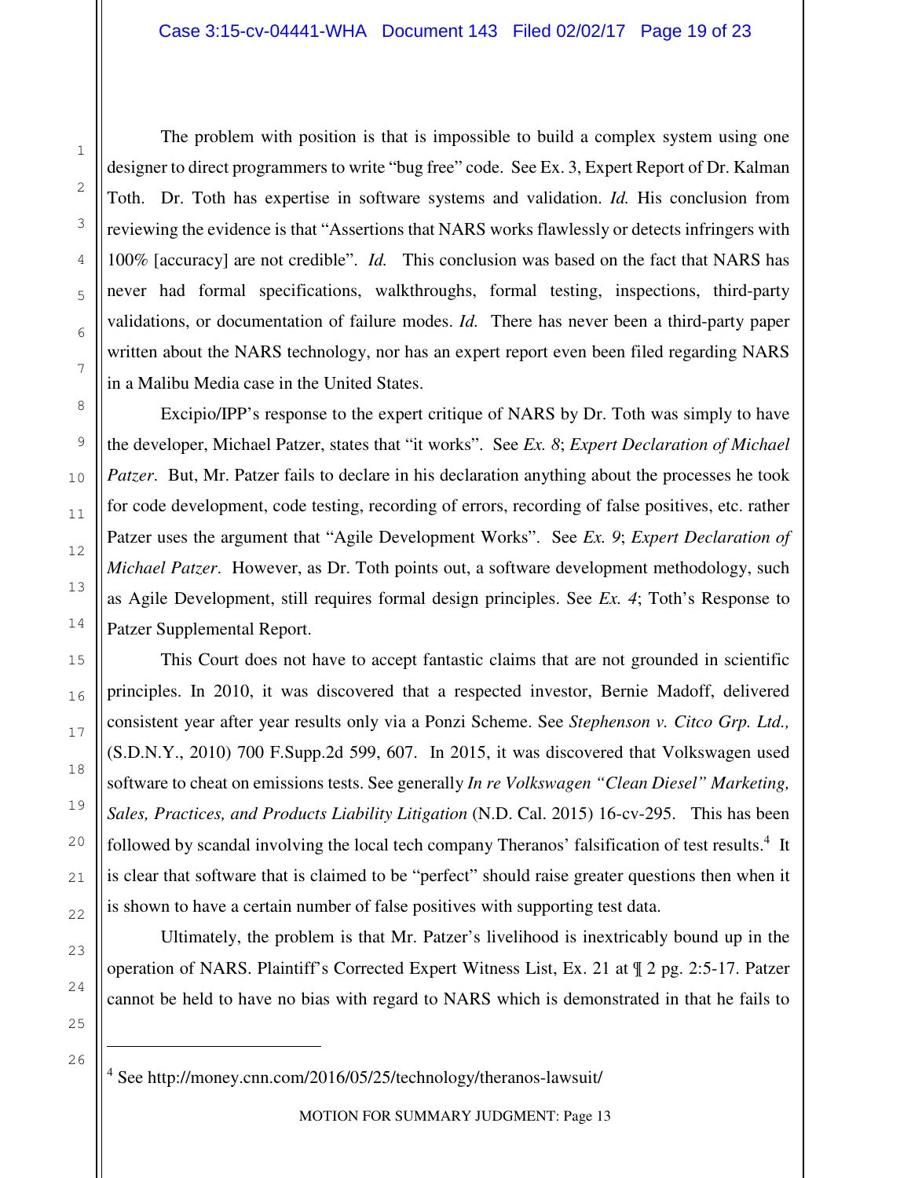The problem with position is that is impossible to build a complex system using one designer to direct programmers to write "bug free" code. See Ex. 3, Expert Report of Dr. Kalman Toth. Dr. Toth has expertise in software systems and validation. *Id.* His conclusion from reviewing the evidence is that "Assertions that NARS works flawlessly or detects infringers with 100% [accuracy] are not credible". *Id.* This conclusion was based on the fact that NARS has never had formal specifications, walkthroughs, formal testing, inspections, third-party validations, or documentation of failure modes. *Id.* There has never been a third-party paper written about the NARS technology, nor has an expert report even been filed regarding NARS in a Malibu Media case in the United States.

Excipio/IPP's response to the expert critique of NARS by Dr. Toth was simply to have the developer, Michael Patzer, states that "it works". See *Ex. 8*; *Expert Declaration of Michael Patzer*. But, Mr. Patzer fails to declare in his declaration anything about the processes he took for code development, code testing, recording of errors, recording of false positives, etc. rather Patzer uses the argument that "Agile Development Works". See *Ex. 9*; *Expert Declaration of Michael Patzer*. However, as Dr. Toth points out, a software development methodology, such as Agile Development, still requires formal design principles. See *Ex. 4*; Toth's Response to Patzer Supplemental Report.

This Court does not have to accept fantastic claims that are not grounded in scientific principles. In 2010, it was discovered that a respected investor, Bernie Madoff, delivered consistent year after year results only via a Ponzi Scheme. See *Stephenson v. Citco Grp. Ltd.,* (S.D.N.Y., 2010) 700 F.Supp.2d 599, 607. In 2015, it was discovered that Volkswagen used software to cheat on emissions tests. See generally *In re Volkswagen "Clean Diesel" Marketing, Sales, Practices, and Products Liability Litigation* (N.D. Cal. 2015) 16-cv-295. This has been followed by scandal involving the local tech company Theranos' falsification of test results.[4] It is clear that software that is claimed to be "perfect" should raise greater questions then when it is shown to have a certain number of false positives with supporting test data.

Ultimately, the problem is that Mr. Patzer's livelihood is inextricably bound up in the operation of NARS. Plaintiff's Corrected Expert Witness List, Ex. 21 at ¶ 2 pg. 2:5-17. Patzer cannot be held to have no bias with regard to NARS which is demonstrated in that he fails to

[4] See http://money.cnn.com/2016/05/25/technology/theranos-lawsuit/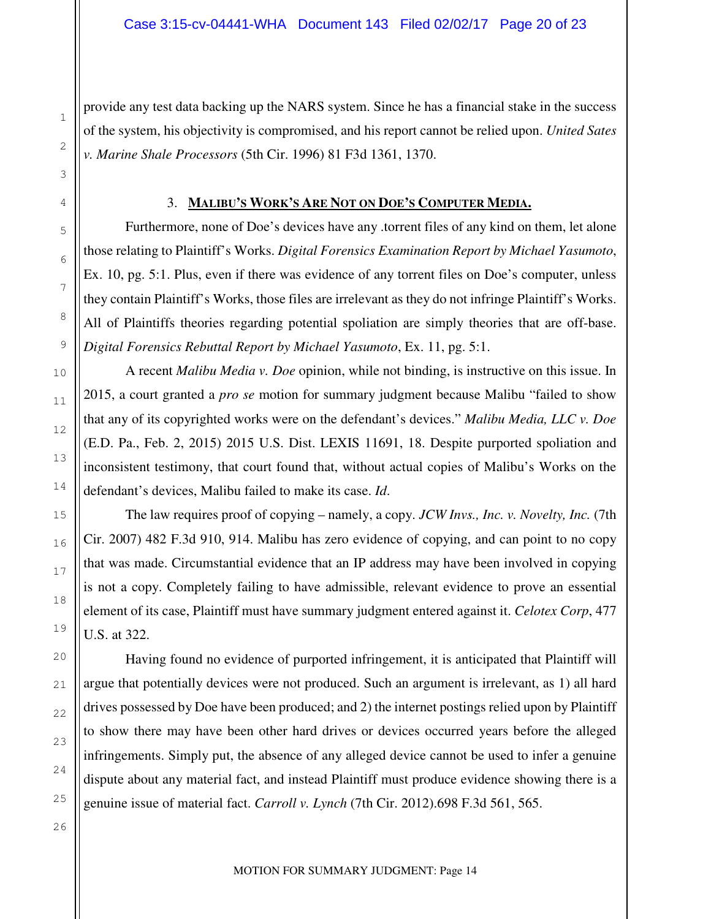provide any test data backing up the NARS system. Since he has a financial stake in the success of the system, his objectivity is compromised, and his report cannot be relied upon. *United Sates v. Marine Shale Processors* (5th Cir. 1996) 81 F3d 1361, 1370.

### 3. **MALIBU'S WORK'S ARE NOT ON DOE'S COMPUTER MEDIA.**

Furthermore, none of Doe's devices have any .torrent files of any kind on them, let alone those relating to Plaintiff's Works. *Digital Forensics Examination Report by Michael Yasumoto*, Ex. 10, pg. 5:1. Plus, even if there was evidence of any torrent files on Doe's computer, unless they contain Plaintiff's Works, those files are irrelevant as they do not infringe Plaintiff's Works. All of Plaintiffs theories regarding potential spoliation are simply theories that are off-base. *Digital Forensics Rebuttal Report by Michael Yasumoto*, Ex. 11, pg. 5:1.

A recent *Malibu Media v. Doe* opinion, while not binding, is instructive on this issue. In 2015, a court granted a *pro se* motion for summary judgment because Malibu "failed to show that any of its copyrighted works were on the defendant's devices." *Malibu Media, LLC v. Doe* (E.D. Pa., Feb. 2, 2015) 2015 U.S. Dist. LEXIS 11691, 18. Despite purported spoliation and inconsistent testimony, that court found that, without actual copies of Malibu's Works on the defendant's devices, Malibu failed to make its case. *Id.*

The law requires proof of copying – namely, a copy. *JCW Invs., Inc. v. Novelty, Inc.* (7th Cir. 2007) 482 F.3d 910, 914. Malibu has zero evidence of copying, and can point to no copy that was made. Circumstantial evidence that an IP address may have been involved in copying is not a copy. Completely failing to have admissible, relevant evidence to prove an essential element of its case, Plaintiff must have summary judgment entered against it. *Celotex Corp*, 477 U.S. at 322.

Having found no evidence of purported infringement, it is anticipated that Plaintiff will argue that potentially devices were not produced. Such an argument is irrelevant, as 1) all hard drives possessed by Doe have been produced; and 2) the internet postings relied upon by Plaintiff to show there may have been other hard drives or devices occurred years before the alleged infringements. Simply put, the absence of any alleged device cannot be used to infer a genuine dispute about any material fact, and instead Plaintiff must produce evidence showing there is a genuine issue of material fact. *Carroll v. Lynch* (7th Cir. 2012).698 F.3d 561, 565.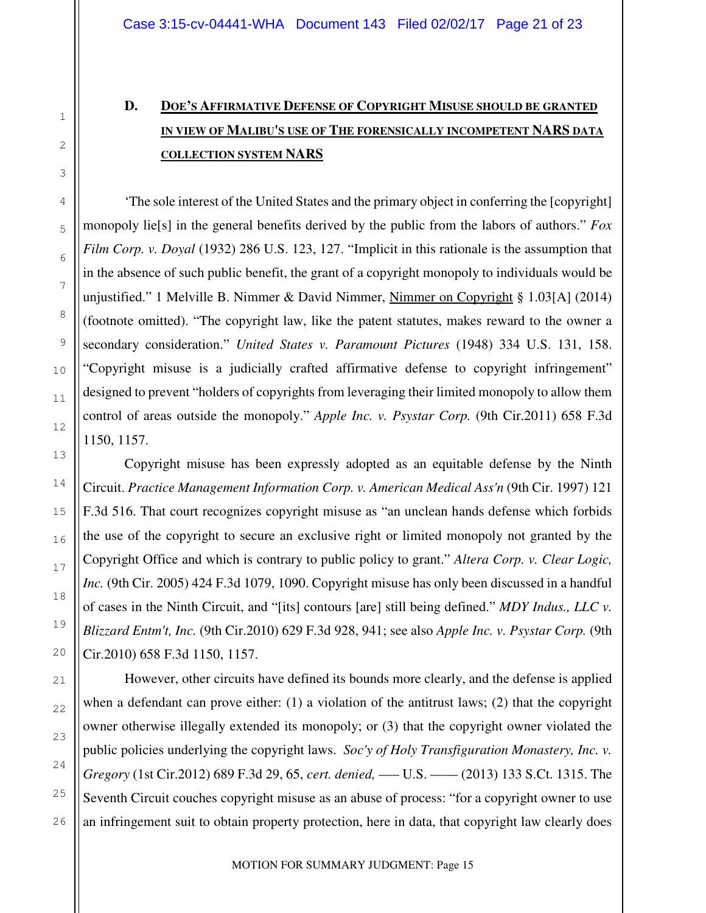### D. DOE'S AFFIRMATIVE DEFENSE OF COPYRIGHT MISUSE SHOULD BE GRANTED IN VIEW OF MALIBU'S USE OF THE FORENSICALLY INCOMPETENT NARS DATA COLLECTION SYSTEM NARS

'The sole interest of the United States and the primary object in conferring the [copyright] monopoly lie[s] in the general benefits derived by the public from the labors of authors." *Fox Film Corp. v. Doyal* (1932) 286 U.S. 123, 127. "Implicit in this rationale is the assumption that in the absence of such public benefit, the grant of a copyright monopoly to individuals would be unjustified." 1 Melville B. Nimmer & David Nimmer, Nimmer on Copyright § 1.03[A] (2014) (footnote omitted). "The copyright law, like the patent statutes, makes reward to the owner a secondary consideration." *United States v. Paramount Pictures* (1948) 334 U.S. 131, 158. "Copyright misuse is a judicially crafted affirmative defense to copyright infringement" designed to prevent "holders of copyrights from leveraging their limited monopoly to allow them control of areas outside the monopoly." *Apple Inc. v. Psystar Corp.* (9th Cir.2011) 658 F.3d 1150, 1157.

Copyright misuse has been expressly adopted as an equitable defense by the Ninth Circuit. *Practice Management Information Corp. v. American Medical Ass'n* (9th Cir. 1997) 121 F.3d 516. That court recognizes copyright misuse as "an unclean hands defense which forbids the use of the copyright to secure an exclusive right or limited monopoly not granted by the Copyright Office and which is contrary to public policy to grant." *Altera Corp. v. Clear Logic, Inc.* (9th Cir. 2005) 424 F.3d 1079, 1090. Copyright misuse has only been discussed in a handful of cases in the Ninth Circuit, and "[its] contours [are] still being defined." *MDY Indus., LLC v. Blizzard Entm't, Inc.* (9th Cir.2010) 629 F.3d 928, 941; see also *Apple Inc. v. Psystar Corp.* (9th Cir.2010) 658 F.3d 1150, 1157.

However, other circuits have defined its bounds more clearly, and the defense is applied when a defendant can prove either: (1) a violation of the antitrust laws; (2) that the copyright owner otherwise illegally extended its monopoly; or (3) that the copyright owner violated the public policies underlying the copyright laws. *Soc'y of Holy Transfiguration Monastery, Inc. v. Gregory* (1st Cir.2012) 689 F.3d 29, 65, *cert. denied,* ––– U.S. –––– (2013) 133 S.Ct. 1315. The Seventh Circuit couches copyright misuse as an abuse of process: "for a copyright owner to use an infringement suit to obtain property protection, here in data, that copyright law clearly does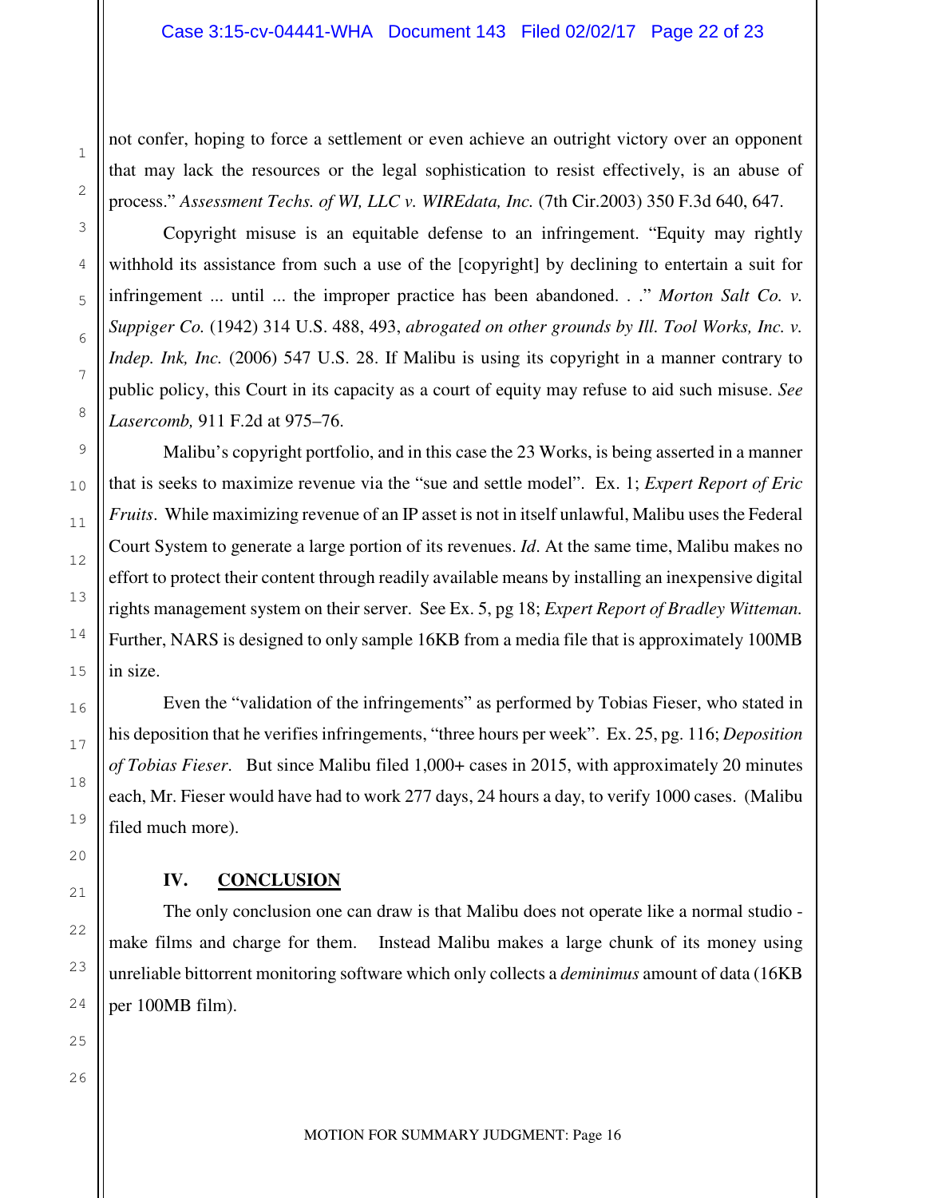not confer, hoping to force a settlement or even achieve an outright victory over an opponent that may lack the resources or the legal sophistication to resist effectively, is an abuse of process." *Assessment Techs. of WI, LLC v. WIREdata, Inc.* (7th Cir.2003) 350 F.3d 640, 647.

Copyright misuse is an equitable defense to an infringement. "Equity may rightly withhold its assistance from such a use of the [copyright] by declining to entertain a suit for infringement ... until ... the improper practice has been abandoned. . ." *Morton Salt Co. v. Suppiger Co.* (1942) 314 U.S. 488, 493, *abrogated on other grounds by Ill. Tool Works, Inc. v. Indep. Ink, Inc.* (2006) 547 U.S. 28. If Malibu is using its copyright in a manner contrary to public policy, this Court in its capacity as a court of equity may refuse to aid such misuse. *See Lasercomb,* 911 F.2d at 975–76.

Malibu's copyright portfolio, and in this case the 23 Works, is being asserted in a manner that is seeks to maximize revenue via the "sue and settle model". Ex. 1; *Expert Report of Eric Fruits*. While maximizing revenue of an IP asset is not in itself unlawful, Malibu uses the Federal Court System to generate a large portion of its revenues. *Id*. At the same time, Malibu makes no effort to protect their content through readily available means by installing an inexpensive digital rights management system on their server. See Ex. 5, pg 18; *Expert Report of Bradley Witteman.* Further, NARS is designed to only sample 16KB from a media file that is approximately 100MB in size.

Even the "validation of the infringements" as performed by Tobias Fieser, who stated in his deposition that he verifies infringements, "three hours per week". Ex. 25, pg. 116; *Deposition of Tobias Fieser*. But since Malibu filed 1,000+ cases in 2015, with approximately 20 minutes each, Mr. Fieser would have had to work 277 days, 24 hours a day, to verify 1000 cases. (Malibu filed much more).

## IV. CONCLUSION

The only conclusion one can draw is that Malibu does not operate like a normal studio - make films and charge for them. Instead Malibu makes a large chunk of its money using unreliable bittorrent monitoring software which only collects a *deminimus* amount of data (16KB per 100MB film).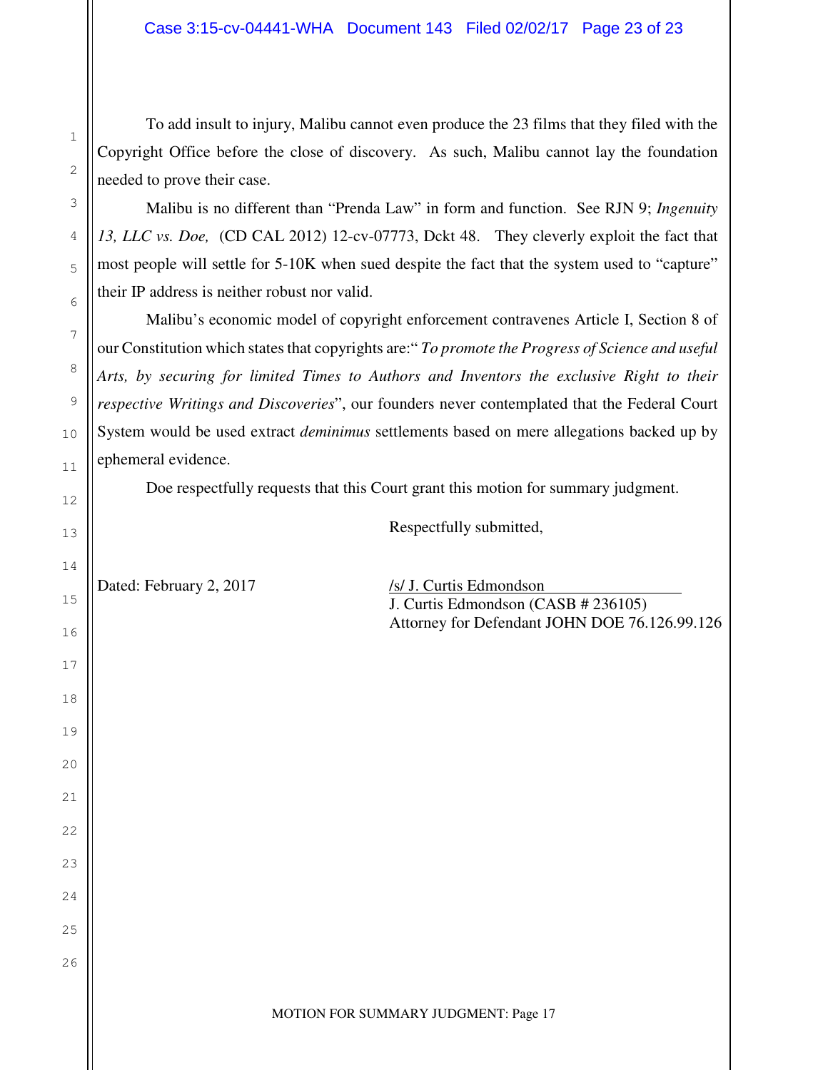To add insult to injury, Malibu cannot even produce the 23 films that they filed with the Copyright Office before the close of discovery. As such, Malibu cannot lay the foundation needed to prove their case.

Malibu is no different than "Prenda Law" in form and function. See RJN 9; *Ingenuity 13, LLC vs. Doe,* (CD CAL 2012) 12-cv-07773, Dckt 48. They cleverly exploit the fact that most people will settle for 5-10K when sued despite the fact that the system used to "capture" their IP address is neither robust nor valid.

Malibu's economic model of copyright enforcement contravenes Article I, Section 8 of our Constitution which states that copyrights are:" *To promote the Progress of Science and useful Arts, by securing for limited Times to Authors and Inventors the exclusive Right to their respective Writings and Discoveries*", our founders never contemplated that the Federal Court System would be used extract *deminimus* settlements based on mere allegations backed up by ephemeral evidence.

Doe respectfully requests that this Court grant this motion for summary judgment.

Respectfully submitted,

Dated: February 2, 2017

/s/ J. Curtis Edmondson
J. Curtis Edmondson (CASB # 236105)
Attorney for Defendant JOHN DOE 76.126.99.126

MOTION FOR SUMMARY JUDGMENT: Page 17